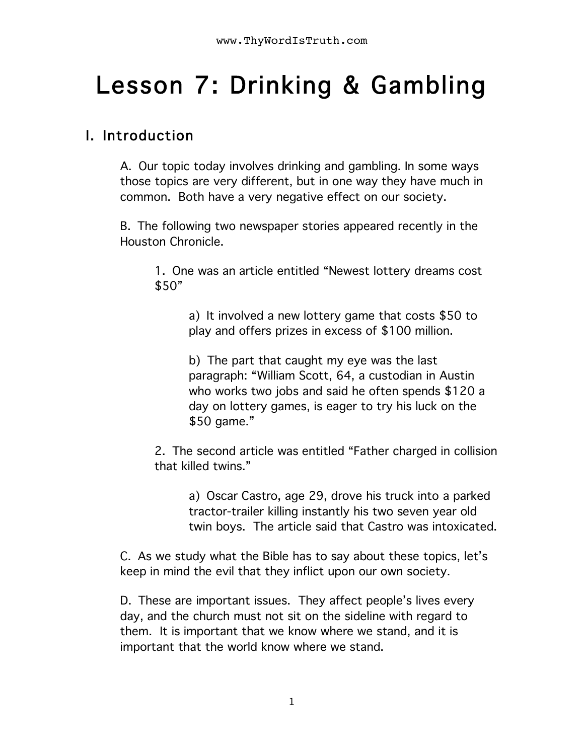# Lesson 7: Drinking & Gambling

## I. Introduction

A. Our topic today involves drinking and gambling. In some ways those topics are very different, but in one way they have much in common. Both have a very negative effect on our society.

B. The following two newspaper stories appeared recently in the Houston Chronicle.

1. One was an article entitled "Newest lottery dreams cost $50"

a) It involved a new lottery game that costs $50 to play and offers prizes in excess of $100 million.

b) The part that caught my eye was the last paragraph: "William Scott, 64, a custodian in Austin who works two jobs and said he often spends $120 a day on lottery games, is eager to try his luck on the $50 game."

2. The second article was entitled "Father charged in collision that killed twins."

a) Oscar Castro, age 29, drove his truck into a parked tractor-trailer killing instantly his two seven year old twin boys. The article said that Castro was intoxicated.

C. As we study what the Bible has to say about these topics, let's keep in mind the evil that they inflict upon our own society.

D. These are important issues. They affect people's lives every day, and the church must not sit on the sideline with regard to them. It is important that we know where we stand, and it is important that the world know where we stand.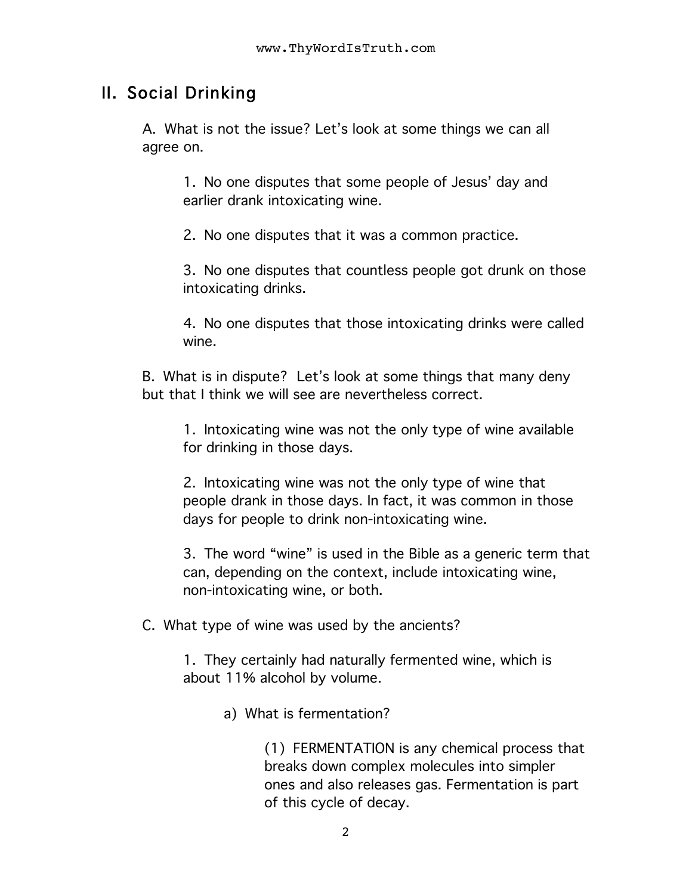## II. Social Drinking

A. What is not the issue? Let's look at some things we can all agree on.

1. No one disputes that some people of Jesus' day and earlier drank intoxicating wine.

2. No one disputes that it was a common practice.

3. No one disputes that countless people got drunk on those intoxicating drinks.

4. No one disputes that those intoxicating drinks were called wine.

B. What is in dispute? Let's look at some things that many deny but that I think we will see are nevertheless correct.

1. Intoxicating wine was not the only type of wine available for drinking in those days.

2. Intoxicating wine was not the only type of wine that people drank in those days. In fact, it was common in those days for people to drink non-intoxicating wine.

3. The word "wine" is used in the Bible as a generic term that can, depending on the context, include intoxicating wine, non-intoxicating wine, or both.

C. What type of wine was used by the ancients?

1. They certainly had naturally fermented wine, which is about 11% alcohol by volume.

a) What is fermentation?

(1) FERMENTATION is any chemical process that breaks down complex molecules into simpler ones and also releases gas. Fermentation is part of this cycle of decay.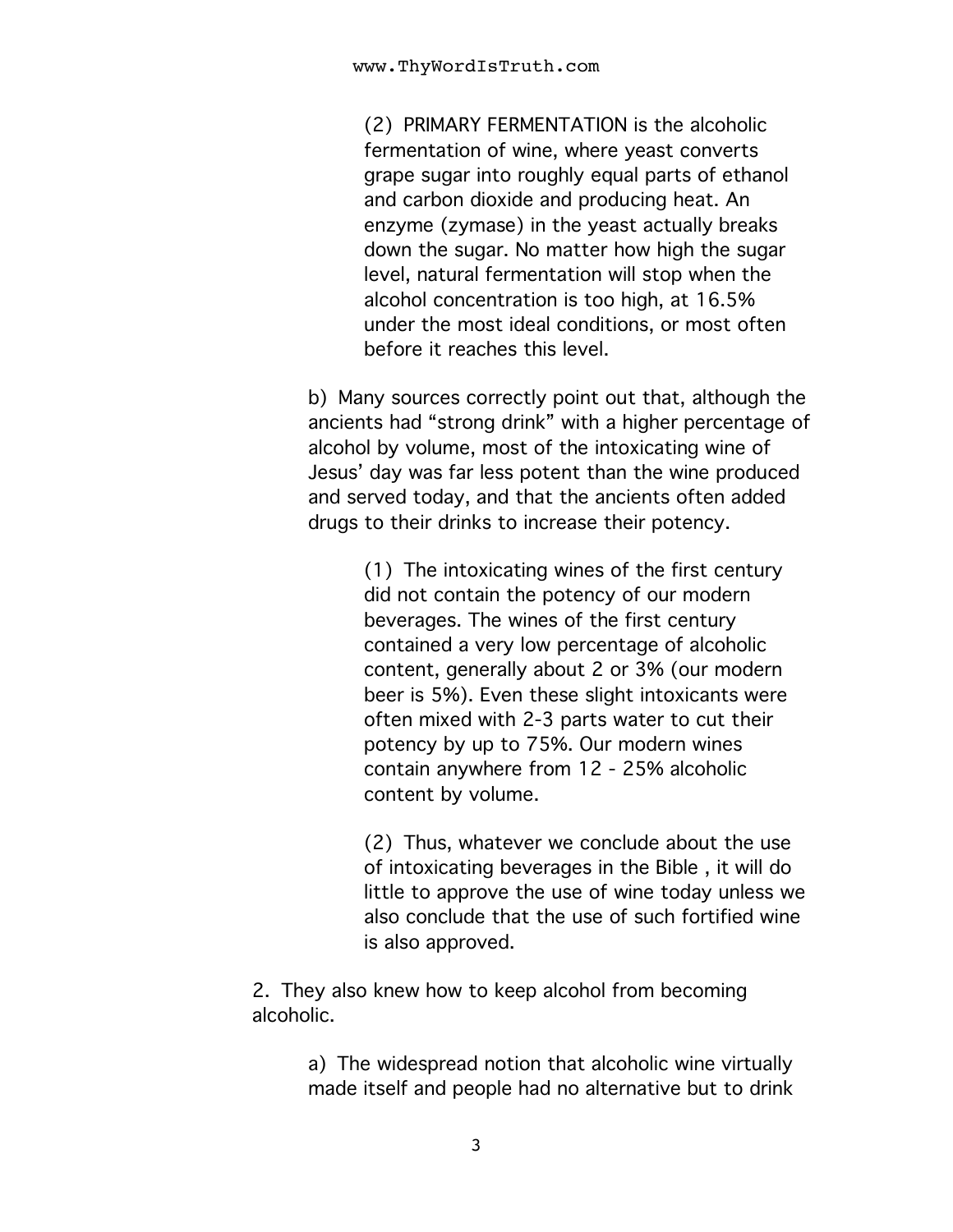(2) PRIMARY FERMENTATION is the alcoholic fermentation of wine, where yeast converts grape sugar into roughly equal parts of ethanol and carbon dioxide and producing heat. An enzyme (zymase) in the yeast actually breaks down the sugar. No matter how high the sugar level, natural fermentation will stop when the alcohol concentration is too high, at 16.5% under the most ideal conditions, or most often before it reaches this level.

b) Many sources correctly point out that, although the ancients had "strong drink" with a higher percentage of alcohol by volume, most of the intoxicating wine of Jesus' day was far less potent than the wine produced and served today, and that the ancients often added drugs to their drinks to increase their potency.

(1) The intoxicating wines of the first century did not contain the potency of our modern beverages. The wines of the first century contained a very low percentage of alcoholic content, generally about 2 or 3% (our modern beer is 5%). Even these slight intoxicants were often mixed with 2-3 parts water to cut their potency by up to 75%. Our modern wines contain anywhere from 12 - 25% alcoholic content by volume.

(2) Thus, whatever we conclude about the use of intoxicating beverages in the Bible , it will do little to approve the use of wine today unless we also conclude that the use of such fortified wine is also approved.

2. They also knew how to keep alcohol from becoming alcoholic.

a) The widespread notion that alcoholic wine virtually made itself and people had no alternative but to drink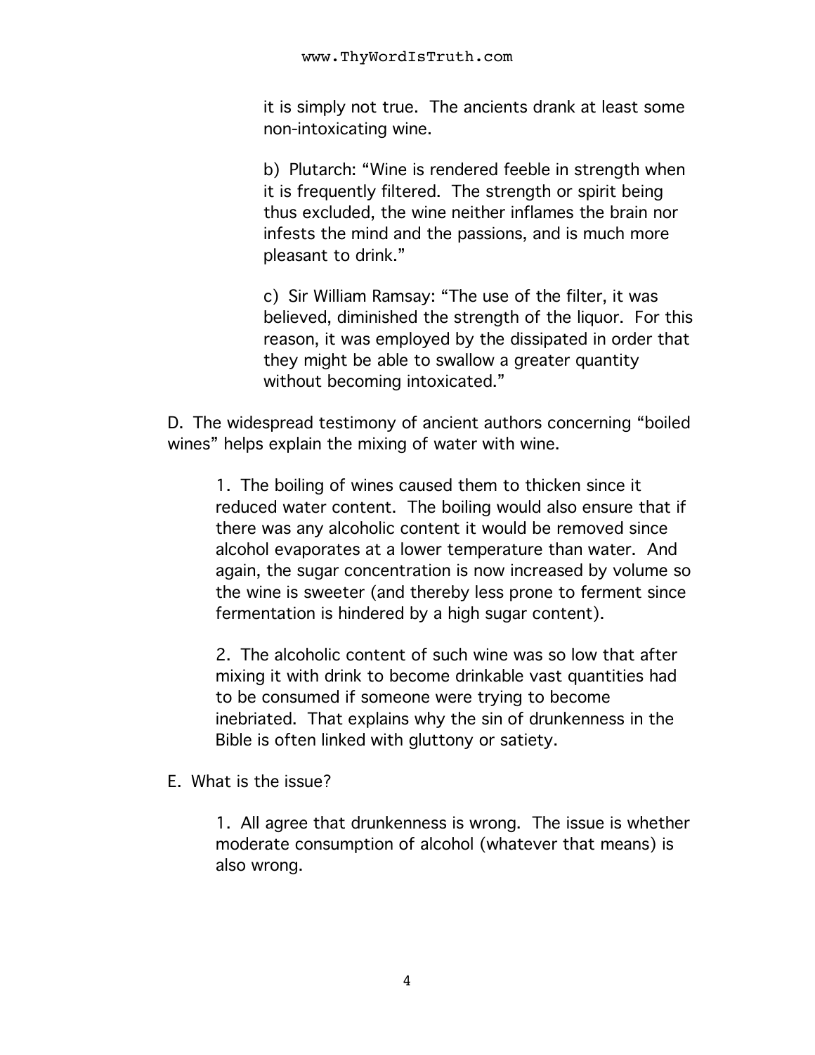it is simply not true. The ancients drank at least some non-intoxicating wine.

b) Plutarch: "Wine is rendered feeble in strength when it is frequently filtered. The strength or spirit being thus excluded, the wine neither inflames the brain nor infests the mind and the passions, and is much more pleasant to drink."

c) Sir William Ramsay: "The use of the filter, it was believed, diminished the strength of the liquor. For this reason, it was employed by the dissipated in order that they might be able to swallow a greater quantity without becoming intoxicated."

D. The widespread testimony of ancient authors concerning "boiled wines" helps explain the mixing of water with wine.

1. The boiling of wines caused them to thicken since it reduced water content. The boiling would also ensure that if there was any alcoholic content it would be removed since alcohol evaporates at a lower temperature than water. And again, the sugar concentration is now increased by volume so the wine is sweeter (and thereby less prone to ferment since fermentation is hindered by a high sugar content).

2. The alcoholic content of such wine was so low that after mixing it with drink to become drinkable vast quantities had to be consumed if someone were trying to become inebriated. That explains why the sin of drunkenness in the Bible is often linked with gluttony or satiety.

E. What is the issue?

1. All agree that drunkenness is wrong. The issue is whether moderate consumption of alcohol (whatever that means) is also wrong.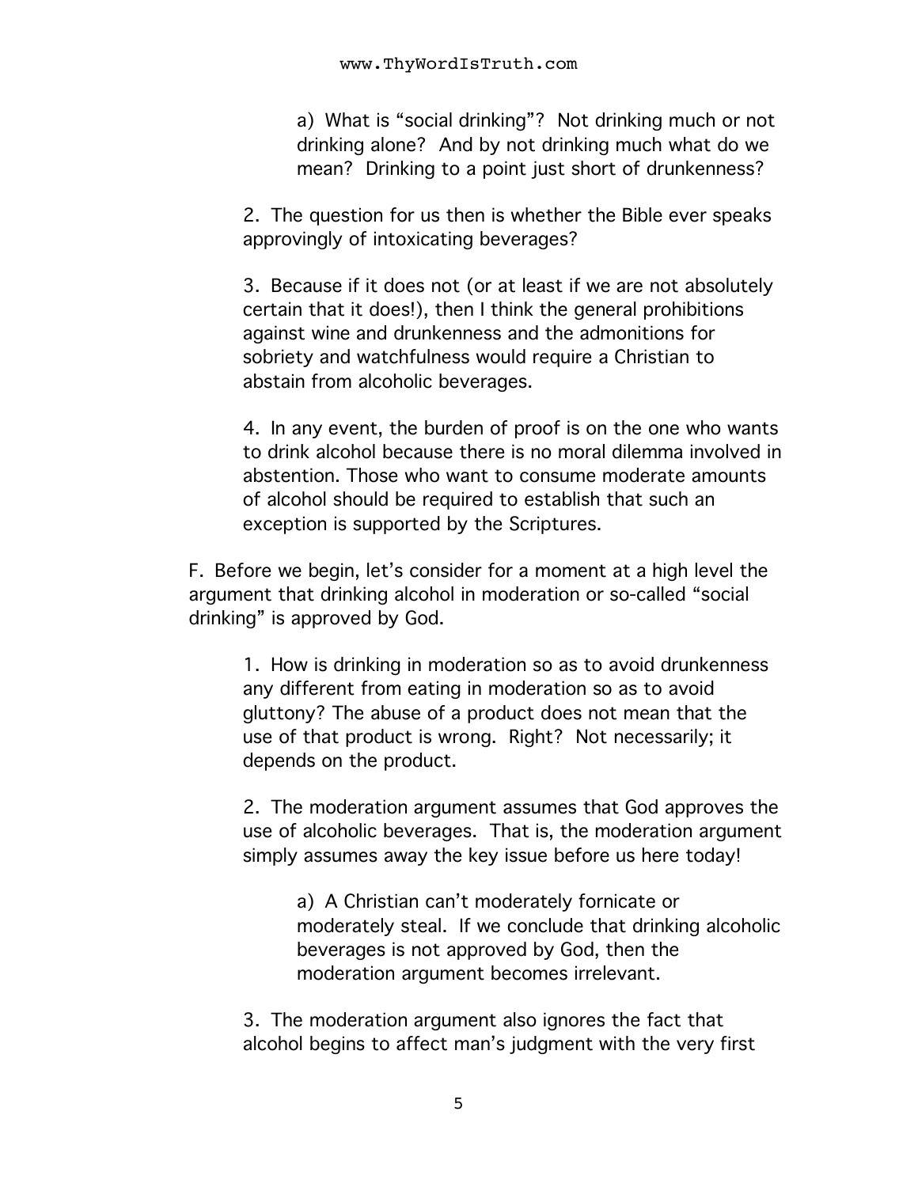a) What is "social drinking"? Not drinking much or not drinking alone? And by not drinking much what do we mean? Drinking to a point just short of drunkenness?

2. The question for us then is whether the Bible ever speaks approvingly of intoxicating beverages?

3. Because if it does not (or at least if we are not absolutely certain that it does!), then I think the general prohibitions against wine and drunkenness and the admonitions for sobriety and watchfulness would require a Christian to abstain from alcoholic beverages.

4. In any event, the burden of proof is on the one who wants to drink alcohol because there is no moral dilemma involved in abstention. Those who want to consume moderate amounts of alcohol should be required to establish that such an exception is supported by the Scriptures.

F. Before we begin, let's consider for a moment at a high level the argument that drinking alcohol in moderation or so-called "social drinking" is approved by God.

1. How is drinking in moderation so as to avoid drunkenness any different from eating in moderation so as to avoid gluttony? The abuse of a product does not mean that the use of that product is wrong. Right? Not necessarily; it depends on the product.

2. The moderation argument assumes that God approves the use of alcoholic beverages. That is, the moderation argument simply assumes away the key issue before us here today!

a) A Christian can't moderately fornicate or moderately steal. If we conclude that drinking alcoholic beverages is not approved by God, then the moderation argument becomes irrelevant.

3. The moderation argument also ignores the fact that alcohol begins to affect man's judgment with the very first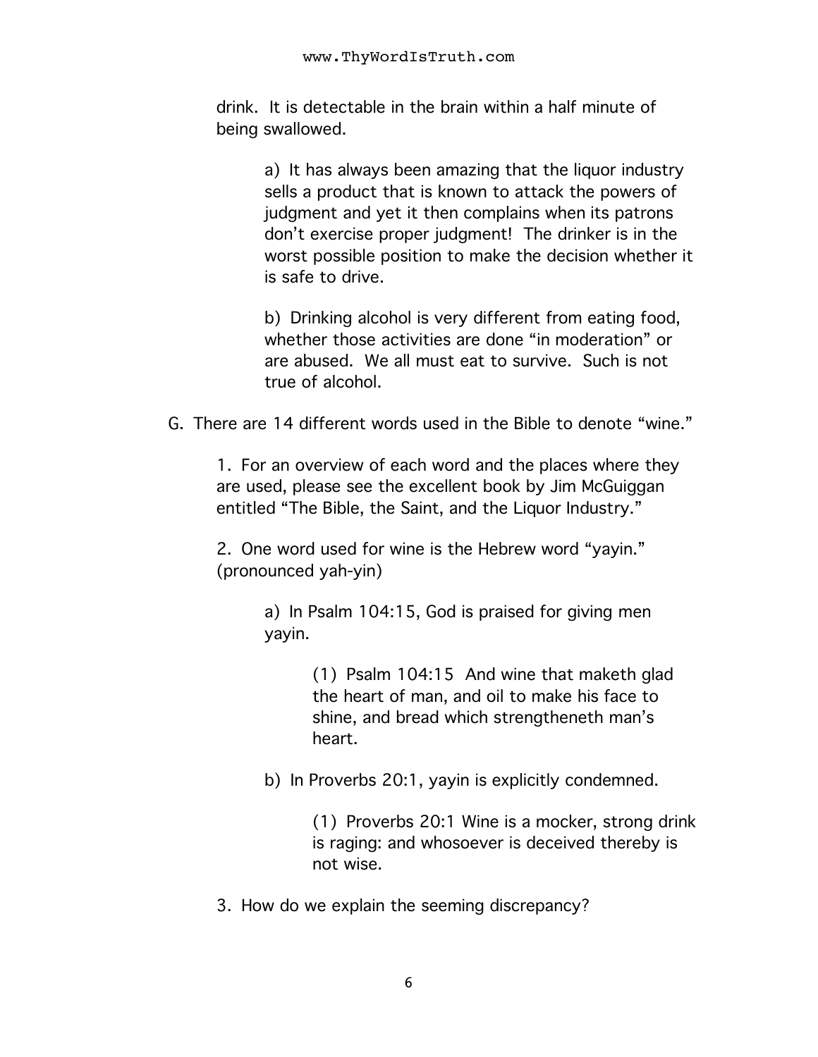drink. It is detectable in the brain within a half minute of being swallowed.

a) It has always been amazing that the liquor industry sells a product that is known to attack the powers of judgment and yet it then complains when its patrons don't exercise proper judgment! The drinker is in the worst possible position to make the decision whether it is safe to drive.

b) Drinking alcohol is very different from eating food, whether those activities are done "in moderation" or are abused. We all must eat to survive. Such is not true of alcohol.

G. There are 14 different words used in the Bible to denote "wine."

1. For an overview of each word and the places where they are used, please see the excellent book by Jim McGuiggan entitled "The Bible, the Saint, and the Liquor Industry."

2. One word used for wine is the Hebrew word "yayin." (pronounced yah-yin)

a) In Psalm 104:15, God is praised for giving men yayin.

(1) Psalm 104:15 And wine that maketh glad the heart of man, and oil to make his face to shine, and bread which strengtheneth man's heart.

b) In Proverbs 20:1, yayin is explicitly condemned.

(1) Proverbs 20:1 Wine is a mocker, strong drink is raging: and whosoever is deceived thereby is not wise.

3. How do we explain the seeming discrepancy?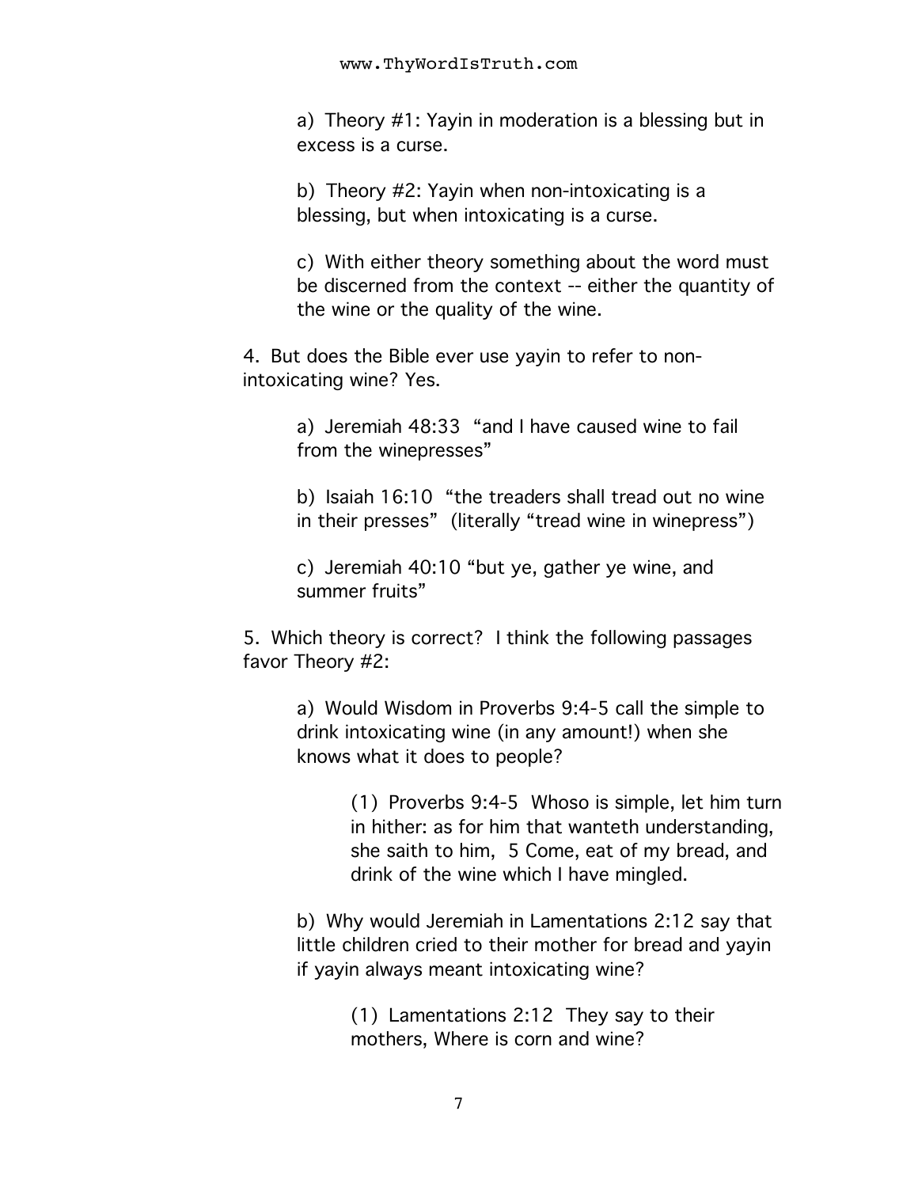a) Theory #1: Yayin in moderation is a blessing but in excess is a curse.

b) Theory #2: Yayin when non-intoxicating is a blessing, but when intoxicating is a curse.

c) With either theory something about the word must be discerned from the context -- either the quantity of the wine or the quality of the wine.

4. But does the Bible ever use yayin to refer to non-intoxicating wine? Yes.

a) Jeremiah 48:33 "and I have caused wine to fail from the winepresses"

b) Isaiah 16:10 "the treaders shall tread out no wine in their presses" (literally "tread wine in winepress")

c) Jeremiah 40:10 "but ye, gather ye wine, and summer fruits"

5. Which theory is correct? I think the following passages favor Theory #2:

a) Would Wisdom in Proverbs 9:4-5 call the simple to drink intoxicating wine (in any amount!) when she knows what it does to people?

(1) Proverbs 9:4-5 Whoso is simple, let him turn in hither: as for him that wanteth understanding, she saith to him, 5 Come, eat of my bread, and drink of the wine which I have mingled.

b) Why would Jeremiah in Lamentations 2:12 say that little children cried to their mother for bread and yayin if yayin always meant intoxicating wine?

(1) Lamentations 2:12 They say to their mothers, Where is corn and wine?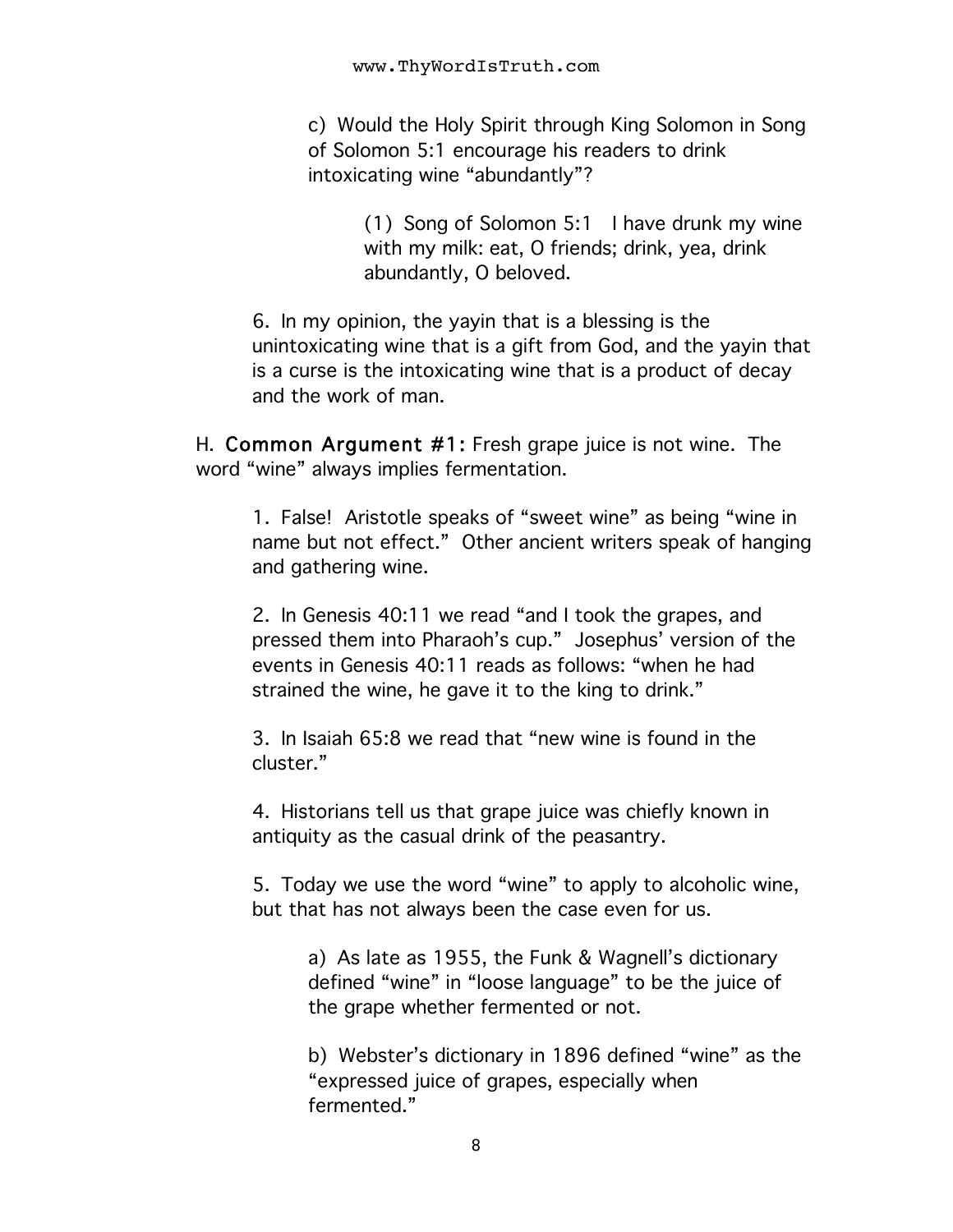c) Would the Holy Spirit through King Solomon in Song of Solomon 5:1 encourage his readers to drink intoxicating wine "abundantly"?

(1) Song of Solomon 5:1 I have drunk my wine with my milk: eat, O friends; drink, yea, drink abundantly, O beloved.

6. In my opinion, the yayin that is a blessing is the unintoxicating wine that is a gift from God, and the yayin that is a curse is the intoxicating wine that is a product of decay and the work of man.

H. **Common Argument #1:** Fresh grape juice is not wine. The word "wine" always implies fermentation.

1. False! Aristotle speaks of "sweet wine" as being "wine in name but not effect." Other ancient writers speak of hanging and gathering wine.

2. In Genesis 40:11 we read "and I took the grapes, and pressed them into Pharaoh's cup." Josephus' version of the events in Genesis 40:11 reads as follows: "when he had strained the wine, he gave it to the king to drink."

3. In Isaiah 65:8 we read that "new wine is found in the cluster."

4. Historians tell us that grape juice was chiefly known in antiquity as the casual drink of the peasantry.

5. Today we use the word "wine" to apply to alcoholic wine, but that has not always been the case even for us.

a) As late as 1955, the Funk & Wagnell's dictionary defined "wine" in "loose language" to be the juice of the grape whether fermented or not.

b) Webster's dictionary in 1896 defined "wine" as the "expressed juice of grapes, especially when fermented."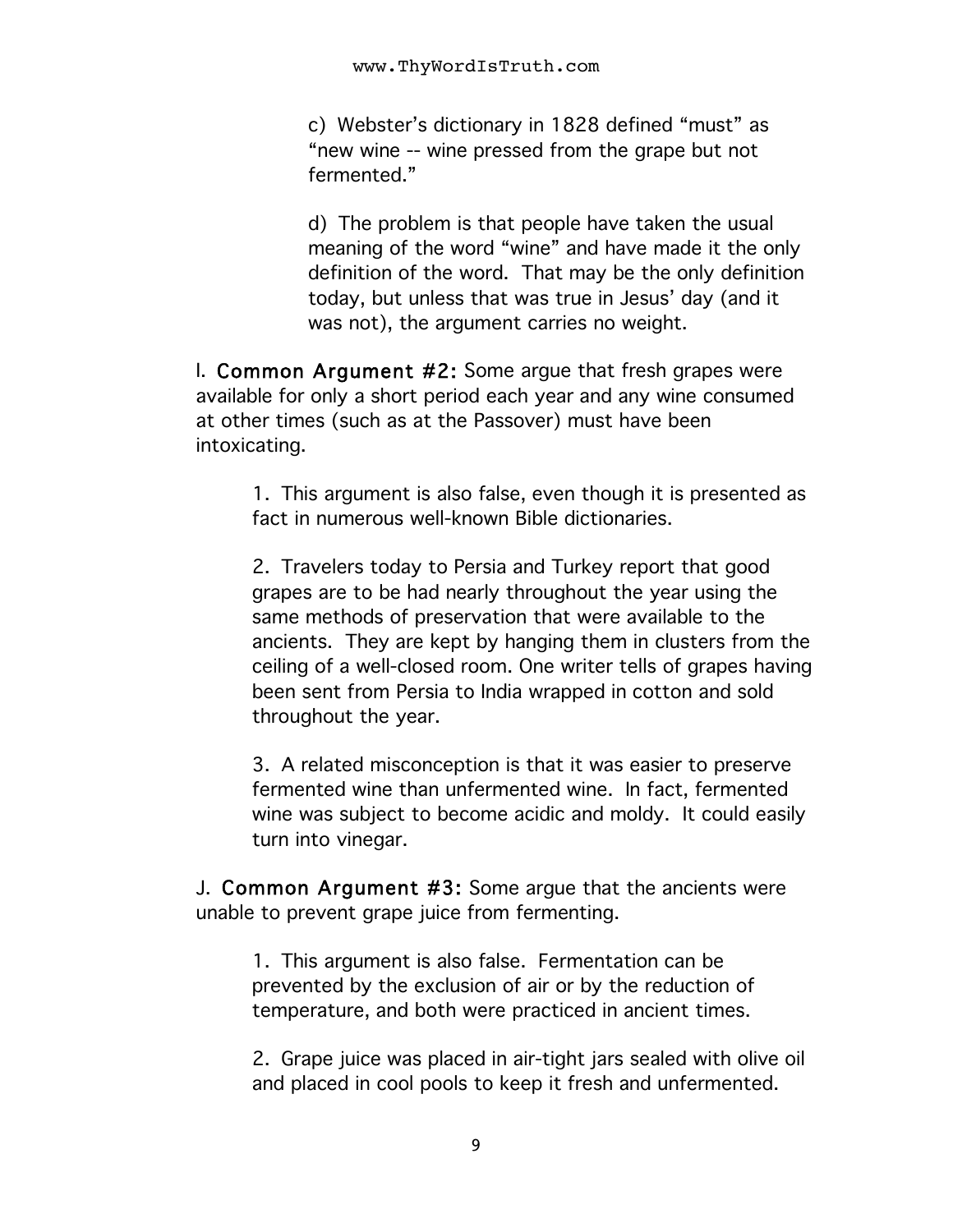c) Webster's dictionary in 1828 defined "must" as "new wine -- wine pressed from the grape but not fermented."

d) The problem is that people have taken the usual meaning of the word "wine" and have made it the only definition of the word. That may be the only definition today, but unless that was true in Jesus' day (and it was not), the argument carries no weight.

I. **Common Argument #2:** Some argue that fresh grapes were available for only a short period each year and any wine consumed at other times (such as at the Passover) must have been intoxicating.

1. This argument is also false, even though it is presented as fact in numerous well-known Bible dictionaries.

2. Travelers today to Persia and Turkey report that good grapes are to be had nearly throughout the year using the same methods of preservation that were available to the ancients. They are kept by hanging them in clusters from the ceiling of a well-closed room. One writer tells of grapes having been sent from Persia to India wrapped in cotton and sold throughout the year.

3. A related misconception is that it was easier to preserve fermented wine than unfermented wine. In fact, fermented wine was subject to become acidic and moldy. It could easily turn into vinegar.

J. **Common Argument #3:** Some argue that the ancients were unable to prevent grape juice from fermenting.

1. This argument is also false. Fermentation can be prevented by the exclusion of air or by the reduction of temperature, and both were practiced in ancient times.

2. Grape juice was placed in air-tight jars sealed with olive oil and placed in cool pools to keep it fresh and unfermented.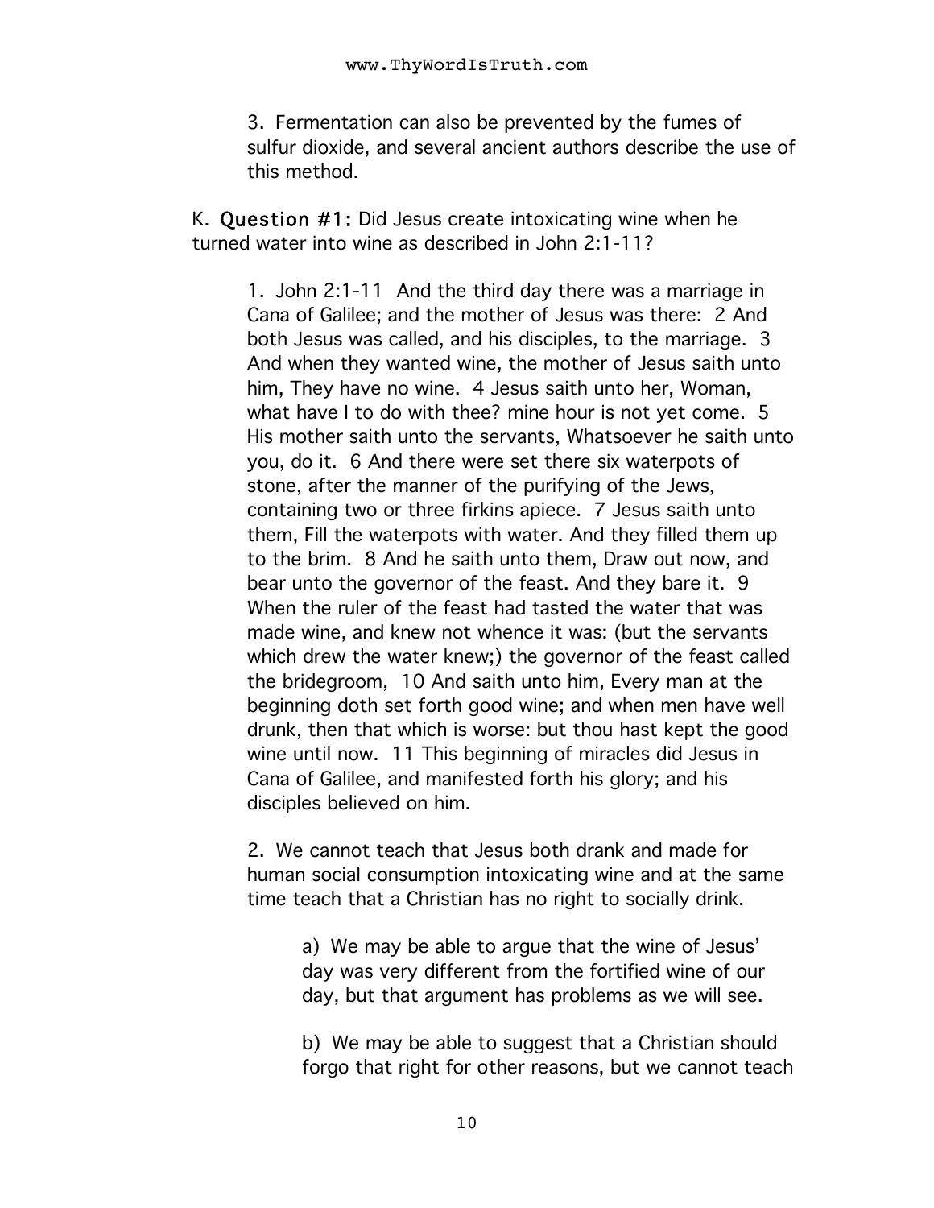3. Fermentation can also be prevented by the fumes of sulfur dioxide, and several ancient authors describe the use of this method.

K. **Question #1:** Did Jesus create intoxicating wine when he turned water into wine as described in John 2:1-11?

1. John 2:1-11 And the third day there was a marriage in Cana of Galilee; and the mother of Jesus was there: 2 And both Jesus was called, and his disciples, to the marriage. 3 And when they wanted wine, the mother of Jesus saith unto him, They have no wine. 4 Jesus saith unto her, Woman, what have I to do with thee? mine hour is not yet come. 5 His mother saith unto the servants, Whatsoever he saith unto you, do it. 6 And there were set there six waterpots of stone, after the manner of the purifying of the Jews, containing two or three firkins apiece. 7 Jesus saith unto them, Fill the waterpots with water. And they filled them up to the brim. 8 And he saith unto them, Draw out now, and bear unto the governor of the feast. And they bare it. 9 When the ruler of the feast had tasted the water that was made wine, and knew not whence it was: (but the servants which drew the water knew;) the governor of the feast called the bridegroom, 10 And saith unto him, Every man at the beginning doth set forth good wine; and when men have well drunk, then that which is worse: but thou hast kept the good wine until now. 11 This beginning of miracles did Jesus in Cana of Galilee, and manifested forth his glory; and his disciples believed on him.

2. We cannot teach that Jesus both drank and made for human social consumption intoxicating wine and at the same time teach that a Christian has no right to socially drink.

a) We may be able to argue that the wine of Jesus' day was very different from the fortified wine of our day, but that argument has problems as we will see.

b) We may be able to suggest that a Christian should forgo that right for other reasons, but we cannot teach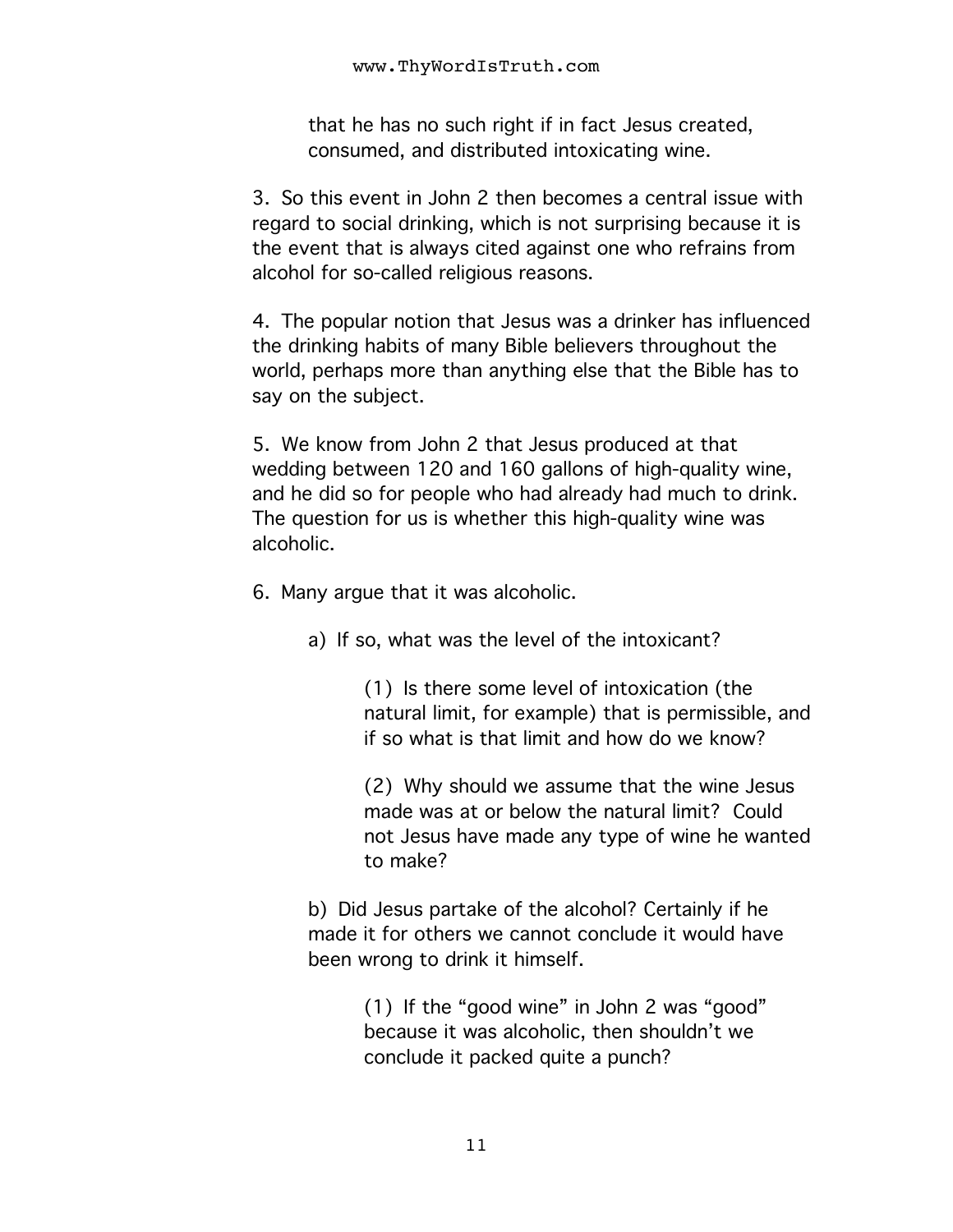that he has no such right if in fact Jesus created, consumed, and distributed intoxicating wine.

3. So this event in John 2 then becomes a central issue with regard to social drinking, which is not surprising because it is the event that is always cited against one who refrains from alcohol for so-called religious reasons.

4. The popular notion that Jesus was a drinker has influenced the drinking habits of many Bible believers throughout the world, perhaps more than anything else that the Bible has to say on the subject.

5. We know from John 2 that Jesus produced at that wedding between 120 and 160 gallons of high-quality wine, and he did so for people who had already had much to drink. The question for us is whether this high-quality wine was alcoholic.

6. Many argue that it was alcoholic.

   a) If so, what was the level of the intoxicant?

      (1) Is there some level of intoxication (the natural limit, for example) that is permissible, and if so what is that limit and how do we know?

      (2) Why should we assume that the wine Jesus made was at or below the natural limit? Could not Jesus have made any type of wine he wanted to make?

   b) Did Jesus partake of the alcohol? Certainly if he made it for others we cannot conclude it would have been wrong to drink it himself.

      (1) If the "good wine" in John 2 was "good" because it was alcoholic, then shouldn't we conclude it packed quite a punch?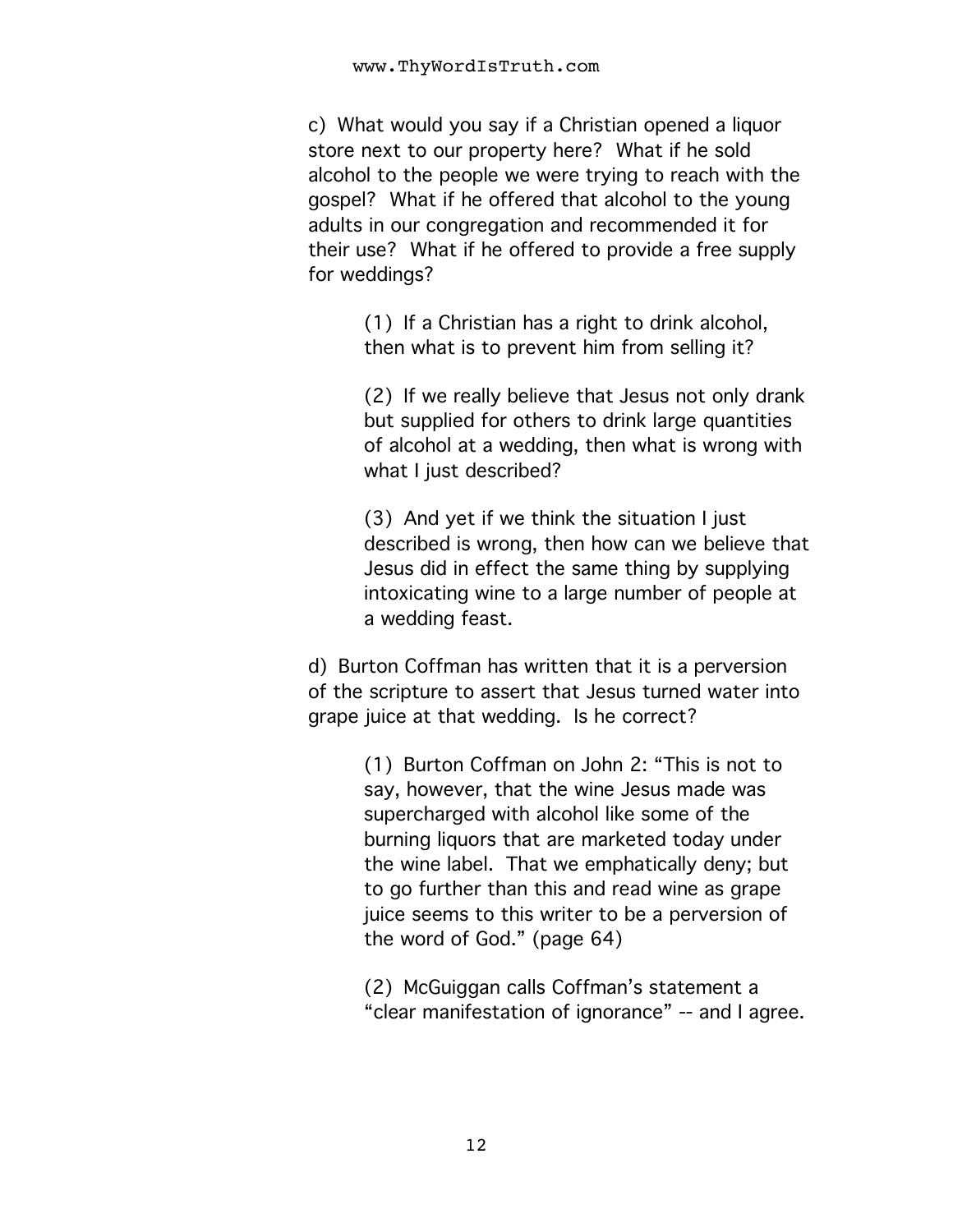c) What would you say if a Christian opened a liquor store next to our property here? What if he sold alcohol to the people we were trying to reach with the gospel? What if he offered that alcohol to the young adults in our congregation and recommended it for their use? What if he offered to provide a free supply for weddings?

> (1) If a Christian has a right to drink alcohol, then what is to prevent him from selling it?
>
> (2) If we really believe that Jesus not only drank but supplied for others to drink large quantities of alcohol at a wedding, then what is wrong with what I just described?
>
> (3) And yet if we think the situation I just described is wrong, then how can we believe that Jesus did in effect the same thing by supplying intoxicating wine to a large number of people at a wedding feast.

d) Burton Coffman has written that it is a perversion of the scripture to assert that Jesus turned water into grape juice at that wedding. Is he correct?

> (1) Burton Coffman on John 2: "This is not to say, however, that the wine Jesus made was supercharged with alcohol like some of the burning liquors that are marketed today under the wine label. That we emphatically deny; but to go further than this and read wine as grape juice seems to this writer to be a perversion of the word of God." (page 64)
>
> (2) McGuiggan calls Coffman's statement a "clear manifestation of ignorance" -- and I agree.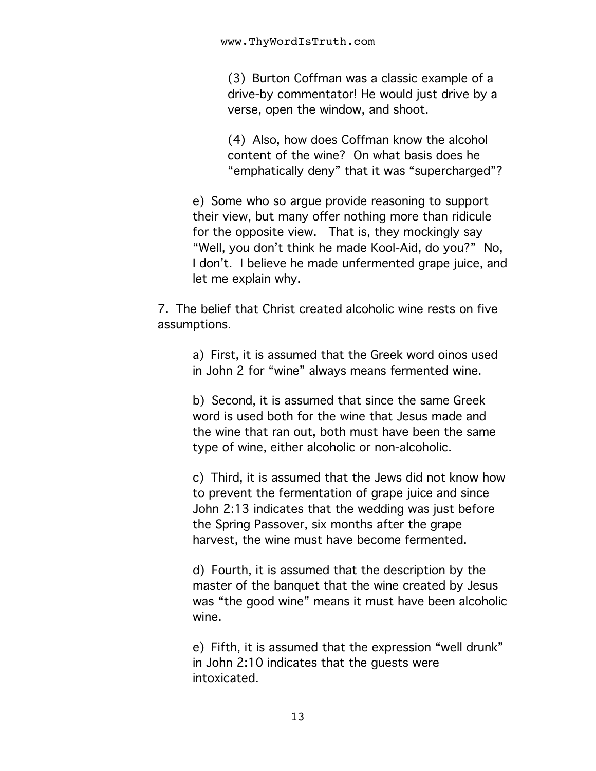(3) Burton Coffman was a classic example of a drive-by commentator! He would just drive by a verse, open the window, and shoot.

(4) Also, how does Coffman know the alcohol content of the wine? On what basis does he "emphatically deny" that it was "supercharged"?

e) Some who so argue provide reasoning to support their view, but many offer nothing more than ridicule for the opposite view. That is, they mockingly say "Well, you don't think he made Kool-Aid, do you?" No, I don't. I believe he made unfermented grape juice, and let me explain why.

7. The belief that Christ created alcoholic wine rests on five assumptions.

a) First, it is assumed that the Greek word oinos used in John 2 for "wine" always means fermented wine.

b) Second, it is assumed that since the same Greek word is used both for the wine that Jesus made and the wine that ran out, both must have been the same type of wine, either alcoholic or non-alcoholic.

c) Third, it is assumed that the Jews did not know how to prevent the fermentation of grape juice and since John 2:13 indicates that the wedding was just before the Spring Passover, six months after the grape harvest, the wine must have become fermented.

d) Fourth, it is assumed that the description by the master of the banquet that the wine created by Jesus was "the good wine" means it must have been alcoholic wine.

e) Fifth, it is assumed that the expression "well drunk" in John 2:10 indicates that the guests were intoxicated.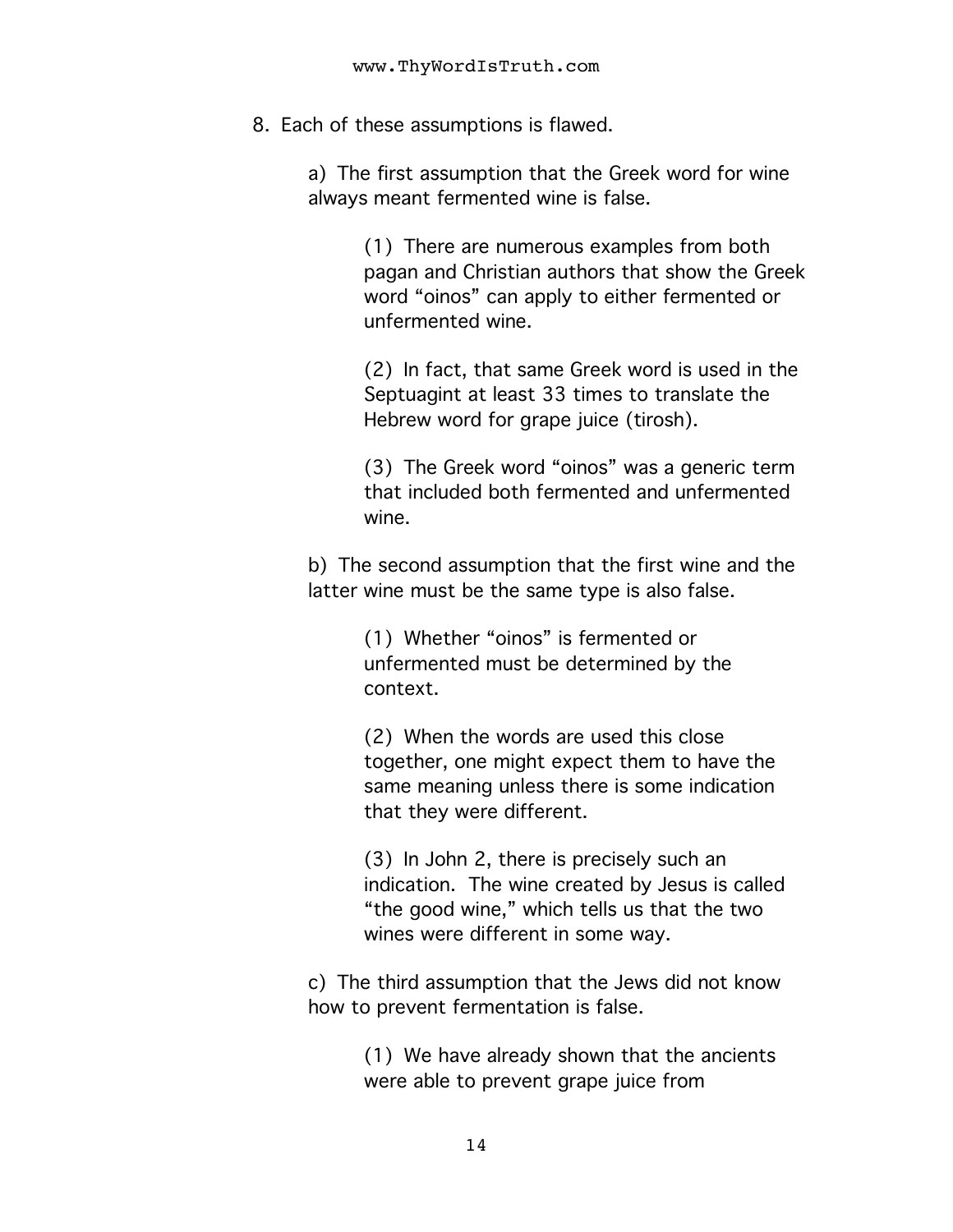8. Each of these assumptions is flawed.

    a) The first assumption that the Greek word for wine always meant fermented wine is false.

        (1) There are numerous examples from both pagan and Christian authors that show the Greek word "oinos" can apply to either fermented or unfermented wine.

        (2) In fact, that same Greek word is used in the Septuagint at least 33 times to translate the Hebrew word for grape juice (tirosh).

        (3) The Greek word "oinos" was a generic term that included both fermented and unfermented wine.

    b) The second assumption that the first wine and the latter wine must be the same type is also false.

        (1) Whether "oinos" is fermented or unfermented must be determined by the context.

        (2) When the words are used this close together, one might expect them to have the same meaning unless there is some indication that they were different.

        (3) In John 2, there is precisely such an indication. The wine created by Jesus is called "the good wine," which tells us that the two wines were different in some way.

    c) The third assumption that the Jews did not know how to prevent fermentation is false.

        (1) We have already shown that the ancients were able to prevent grape juice from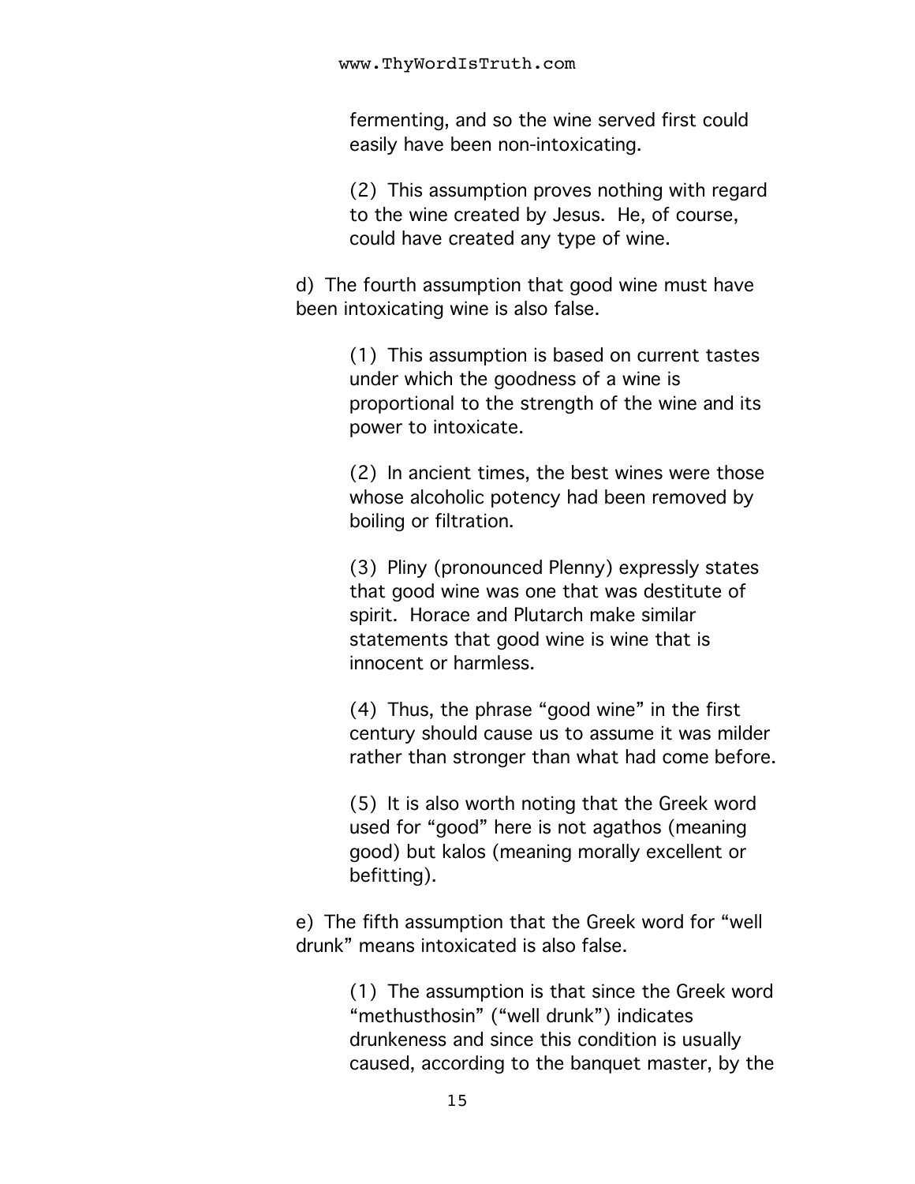fermenting, and so the wine served first could easily have been non-intoxicating.

(2) This assumption proves nothing with regard to the wine created by Jesus. He, of course, could have created any type of wine.

d) The fourth assumption that good wine must have been intoxicating wine is also false.

(1) This assumption is based on current tastes under which the goodness of a wine is proportional to the strength of the wine and its power to intoxicate.

(2) In ancient times, the best wines were those whose alcoholic potency had been removed by boiling or filtration.

(3) Pliny (pronounced Plenny) expressly states that good wine was one that was destitute of spirit. Horace and Plutarch make similar statements that good wine is wine that is innocent or harmless.

(4) Thus, the phrase "good wine" in the first century should cause us to assume it was milder rather than stronger than what had come before.

(5) It is also worth noting that the Greek word used for "good" here is not agathos (meaning good) but kalos (meaning morally excellent or befitting).

e) The fifth assumption that the Greek word for "well drunk" means intoxicated is also false.

(1) The assumption is that since the Greek word "methusthosin" ("well drunk") indicates drunkeness and since this condition is usually caused, according to the banquet master, by the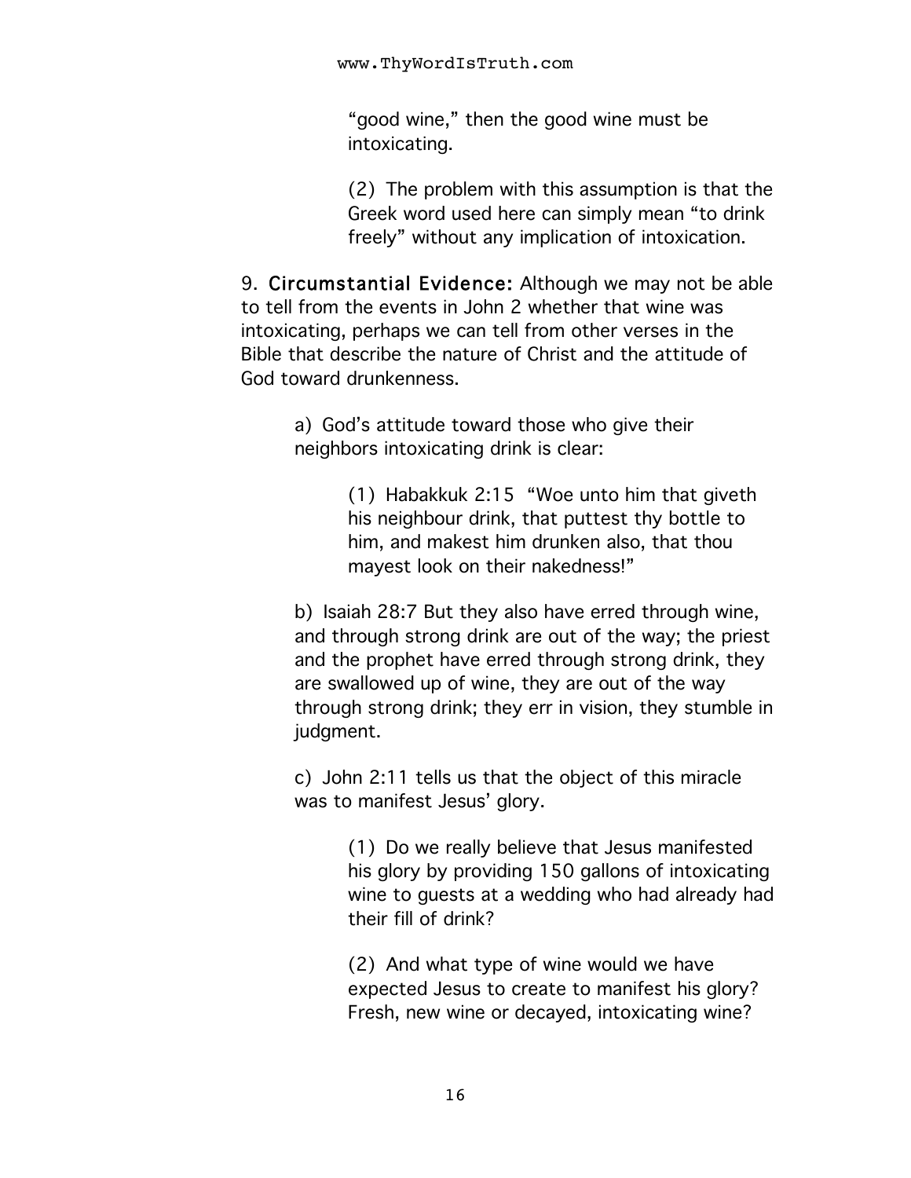"good wine," then the good wine must be intoxicating.

(2) The problem with this assumption is that the Greek word used here can simply mean "to drink freely" without any implication of intoxication.

9. **Circumstantial Evidence:** Although we may not be able to tell from the events in John 2 whether that wine was intoxicating, perhaps we can tell from other verses in the Bible that describe the nature of Christ and the attitude of God toward drunkenness.

a) God's attitude toward those who give their neighbors intoxicating drink is clear:

(1) Habakkuk 2:15 "Woe unto him that giveth his neighbour drink, that puttest thy bottle to him, and makest him drunken also, that thou mayest look on their nakedness!"

b) Isaiah 28:7 But they also have erred through wine, and through strong drink are out of the way; the priest and the prophet have erred through strong drink, they are swallowed up of wine, they are out of the way through strong drink; they err in vision, they stumble in judgment.

c) John 2:11 tells us that the object of this miracle was to manifest Jesus' glory.

(1) Do we really believe that Jesus manifested his glory by providing 150 gallons of intoxicating wine to guests at a wedding who had already had their fill of drink?

(2) And what type of wine would we have expected Jesus to create to manifest his glory? Fresh, new wine or decayed, intoxicating wine?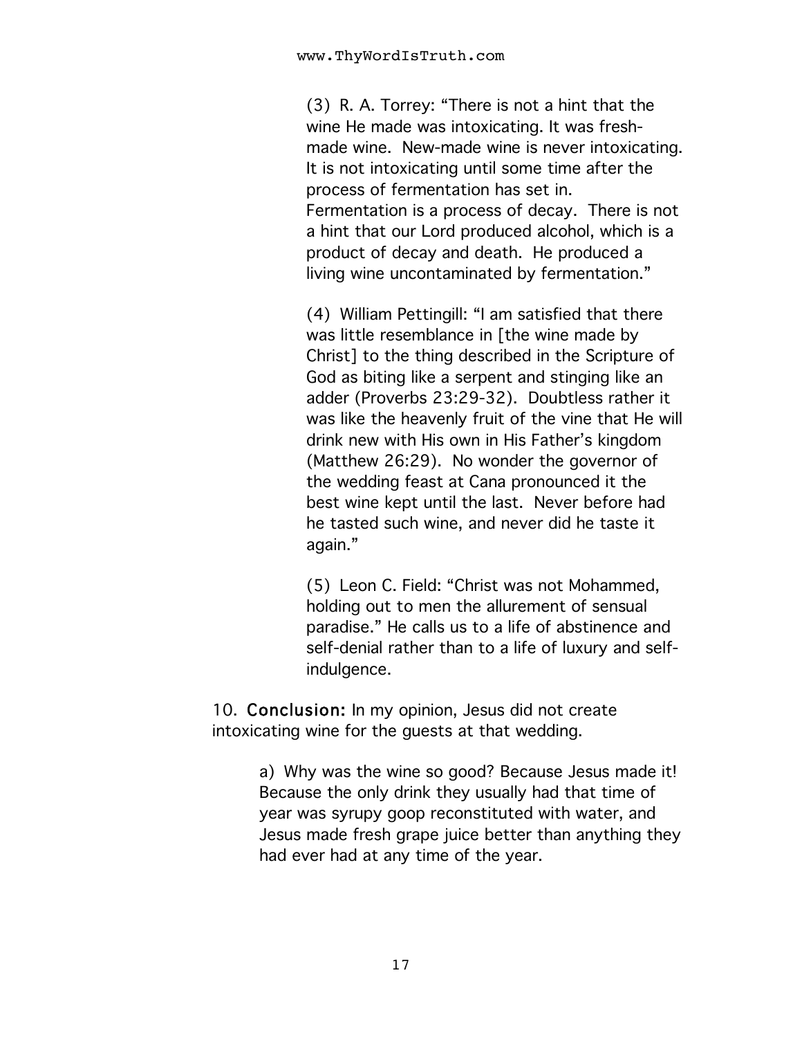(3) R. A. Torrey: "There is not a hint that the wine He made was intoxicating. It was fresh-made wine. New-made wine is never intoxicating. It is not intoxicating until some time after the process of fermentation has set in. Fermentation is a process of decay. There is not a hint that our Lord produced alcohol, which is a product of decay and death. He produced a living wine uncontaminated by fermentation."

(4) William Pettingill: "I am satisfied that there was little resemblance in [the wine made by Christ] to the thing described in the Scripture of God as biting like a serpent and stinging like an adder (Proverbs 23:29-32). Doubtless rather it was like the heavenly fruit of the vine that He will drink new with His own in His Father's kingdom (Matthew 26:29). No wonder the governor of the wedding feast at Cana pronounced it the best wine kept until the last. Never before had he tasted such wine, and never did he taste it again."

(5) Leon C. Field: "Christ was not Mohammed, holding out to men the allurement of sensual paradise." He calls us to a life of abstinence and self-denial rather than to a life of luxury and self-indulgence.

10. **Conclusion:** In my opinion, Jesus did not create intoxicating wine for the guests at that wedding.

a) Why was the wine so good? Because Jesus made it! Because the only drink they usually had that time of year was syrupy goop reconstituted with water, and Jesus made fresh grape juice better than anything they had ever had at any time of the year.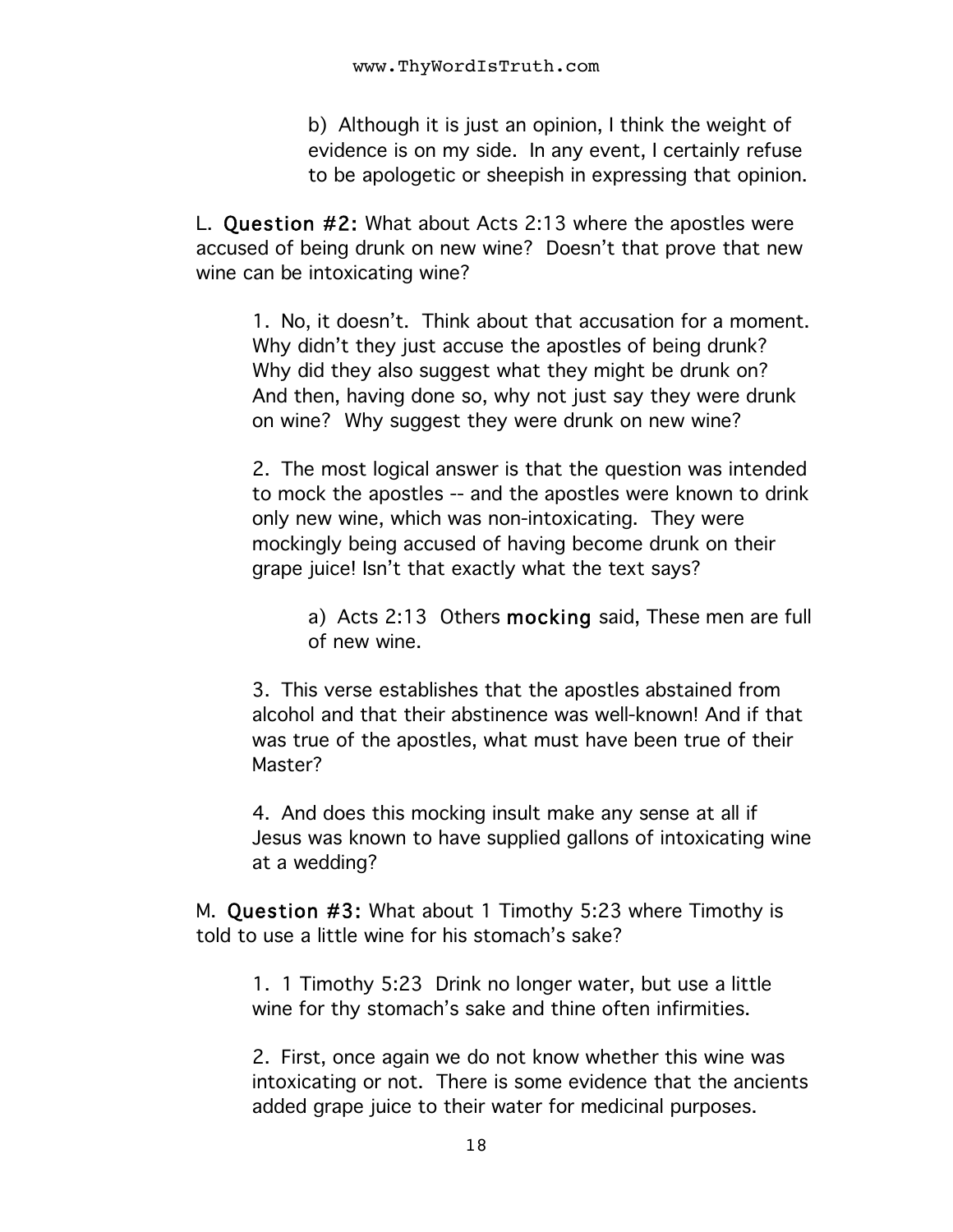b) Although it is just an opinion, I think the weight of evidence is on my side. In any event, I certainly refuse to be apologetic or sheepish in expressing that opinion.

L. **Question #2:** What about Acts 2:13 where the apostles were accused of being drunk on new wine? Doesn't that prove that new wine can be intoxicating wine?

1. No, it doesn't. Think about that accusation for a moment. Why didn't they just accuse the apostles of being drunk? Why did they also suggest what they might be drunk on? And then, having done so, why not just say they were drunk on wine? Why suggest they were drunk on new wine?

2. The most logical answer is that the question was intended to mock the apostles -- and the apostles were known to drink only new wine, which was non-intoxicating. They were mockingly being accused of having become drunk on their grape juice! Isn't that exactly what the text says?

a) Acts 2:13 Others **mocking** said, These men are full of new wine.

3. This verse establishes that the apostles abstained from alcohol and that their abstinence was well-known! And if that was true of the apostles, what must have been true of their Master?

4. And does this mocking insult make any sense at all if Jesus was known to have supplied gallons of intoxicating wine at a wedding?

M. **Question #3:** What about 1 Timothy 5:23 where Timothy is told to use a little wine for his stomach's sake?

1. 1 Timothy 5:23 Drink no longer water, but use a little wine for thy stomach's sake and thine often infirmities.

2. First, once again we do not know whether this wine was intoxicating or not. There is some evidence that the ancients added grape juice to their water for medicinal purposes.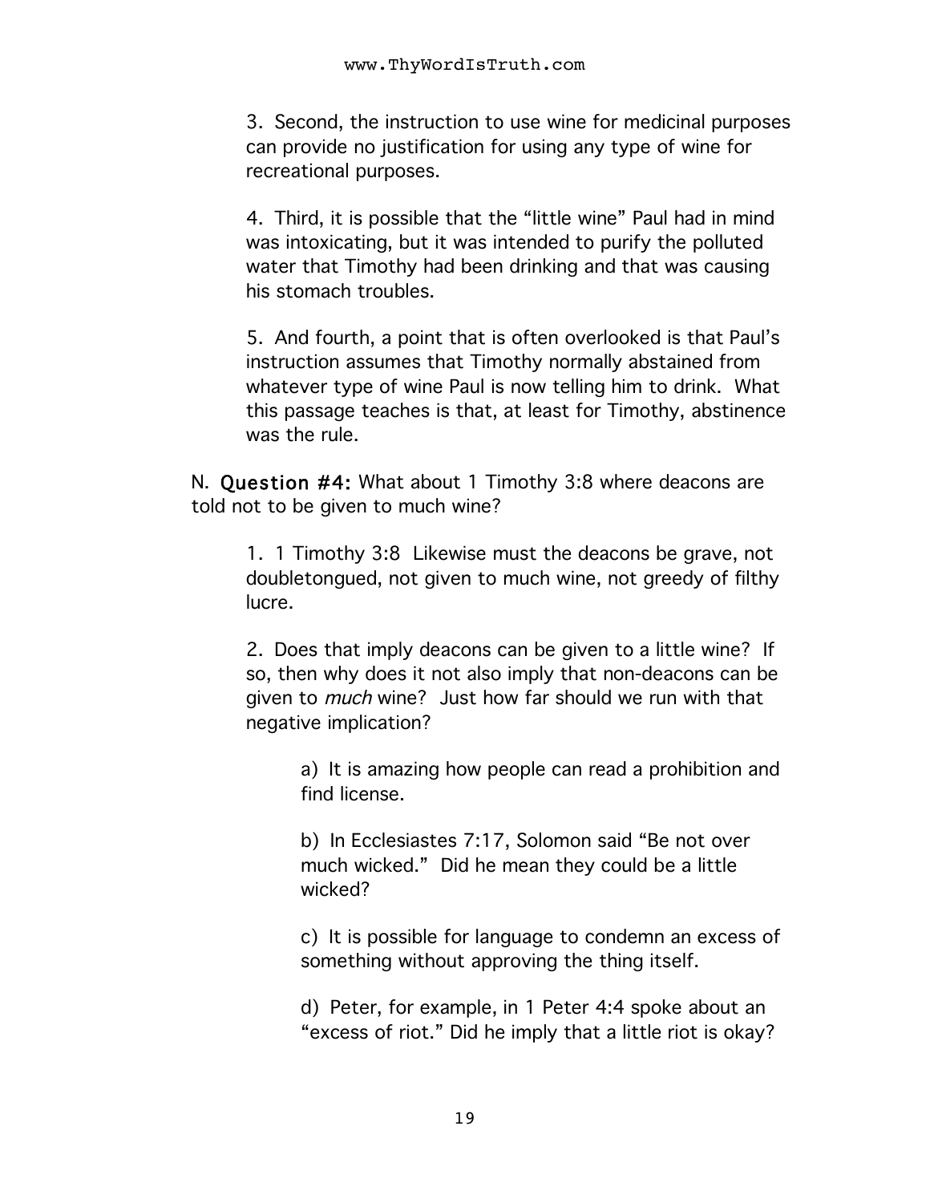3. Second, the instruction to use wine for medicinal purposes can provide no justification for using any type of wine for recreational purposes.

4. Third, it is possible that the "little wine" Paul had in mind was intoxicating, but it was intended to purify the polluted water that Timothy had been drinking and that was causing his stomach troubles.

5. And fourth, a point that is often overlooked is that Paul's instruction assumes that Timothy normally abstained from whatever type of wine Paul is now telling him to drink. What this passage teaches is that, at least for Timothy, abstinence was the rule.

N. **Question #4:** What about 1 Timothy 3:8 where deacons are told not to be given to much wine?

1. 1 Timothy 3:8 Likewise must the deacons be grave, not doubletongued, not given to much wine, not greedy of filthy lucre.

2. Does that imply deacons can be given to a little wine? If so, then why does it not also imply that non-deacons can be given to *much* wine? Just how far should we run with that negative implication?

a) It is amazing how people can read a prohibition and find license.

b) In Ecclesiastes 7:17, Solomon said "Be not over much wicked." Did he mean they could be a little wicked?

c) It is possible for language to condemn an excess of something without approving the thing itself.

d) Peter, for example, in 1 Peter 4:4 spoke about an "excess of riot." Did he imply that a little riot is okay?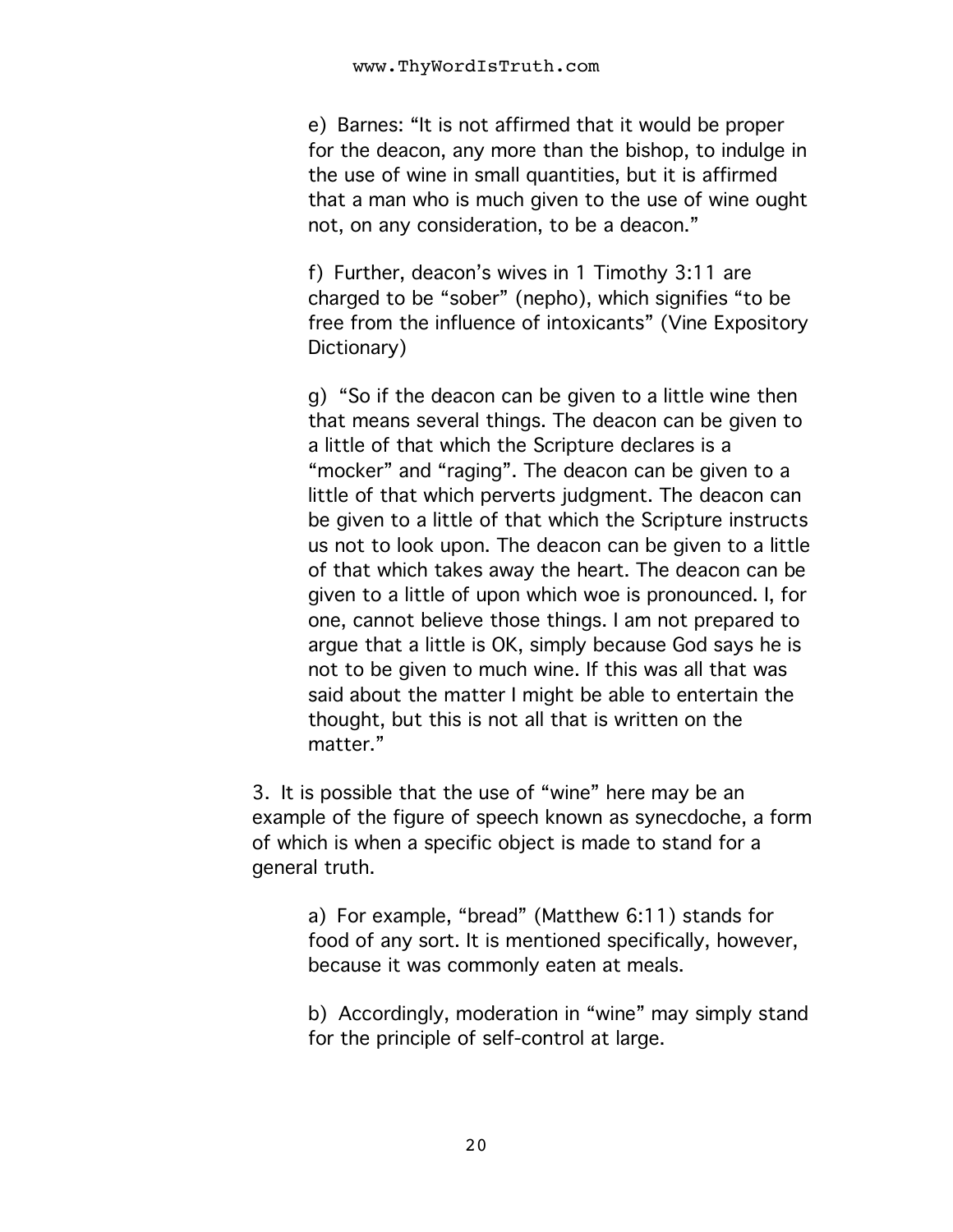e) Barnes: "It is not affirmed that it would be proper for the deacon, any more than the bishop, to indulge in the use of wine in small quantities, but it is affirmed that a man who is much given to the use of wine ought not, on any consideration, to be a deacon."

f) Further, deacon's wives in 1 Timothy 3:11 are charged to be "sober" (nepho), which signifies "to be free from the influence of intoxicants" (Vine Expository Dictionary)

g) "So if the deacon can be given to a little wine then that means several things. The deacon can be given to a little of that which the Scripture declares is a "mocker" and "raging". The deacon can be given to a little of that which perverts judgment. The deacon can be given to a little of that which the Scripture instructs us not to look upon. The deacon can be given to a little of that which takes away the heart. The deacon can be given to a little of upon which woe is pronounced. I, for one, cannot believe those things. I am not prepared to argue that a little is OK, simply because God says he is not to be given to much wine. If this was all that was said about the matter I might be able to entertain the thought, but this is not all that is written on the matter."

3. It is possible that the use of "wine" here may be an example of the figure of speech known as synecdoche, a form of which is when a specific object is made to stand for a general truth.

a) For example, "bread" (Matthew 6:11) stands for food of any sort. It is mentioned specifically, however, because it was commonly eaten at meals.

b) Accordingly, moderation in "wine" may simply stand for the principle of self-control at large.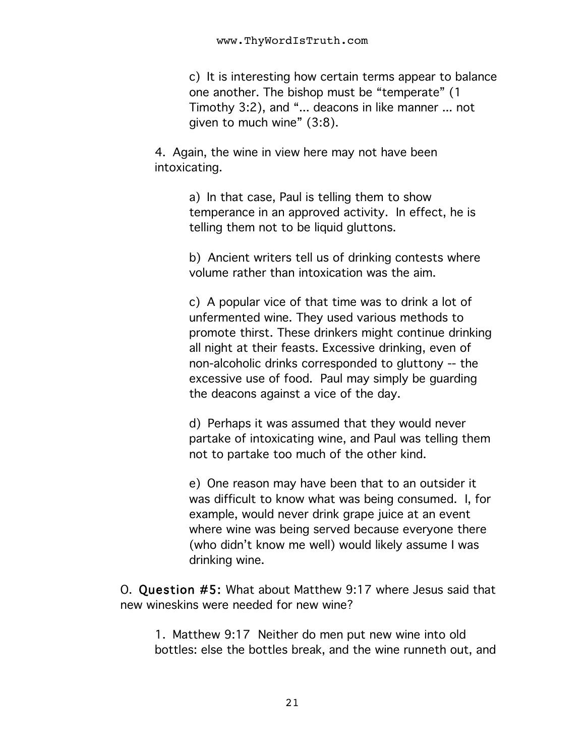c) It is interesting how certain terms appear to balance one another. The bishop must be "temperate" (1 Timothy 3:2), and "... deacons in like manner ... not given to much wine" (3:8).

4. Again, the wine in view here may not have been intoxicating.

a) In that case, Paul is telling them to show temperance in an approved activity. In effect, he is telling them not to be liquid gluttons.

b) Ancient writers tell us of drinking contests where volume rather than intoxication was the aim.

c) A popular vice of that time was to drink a lot of unfermented wine. They used various methods to promote thirst. These drinkers might continue drinking all night at their feasts. Excessive drinking, even of non-alcoholic drinks corresponded to gluttony -- the excessive use of food. Paul may simply be guarding the deacons against a vice of the day.

d) Perhaps it was assumed that they would never partake of intoxicating wine, and Paul was telling them not to partake too much of the other kind.

e) One reason may have been that to an outsider it was difficult to know what was being consumed. I, for example, would never drink grape juice at an event where wine was being served because everyone there (who didn't know me well) would likely assume I was drinking wine.

O. **Question #5:** What about Matthew 9:17 where Jesus said that new wineskins were needed for new wine?

1. Matthew 9:17 Neither do men put new wine into old bottles: else the bottles break, and the wine runneth out, and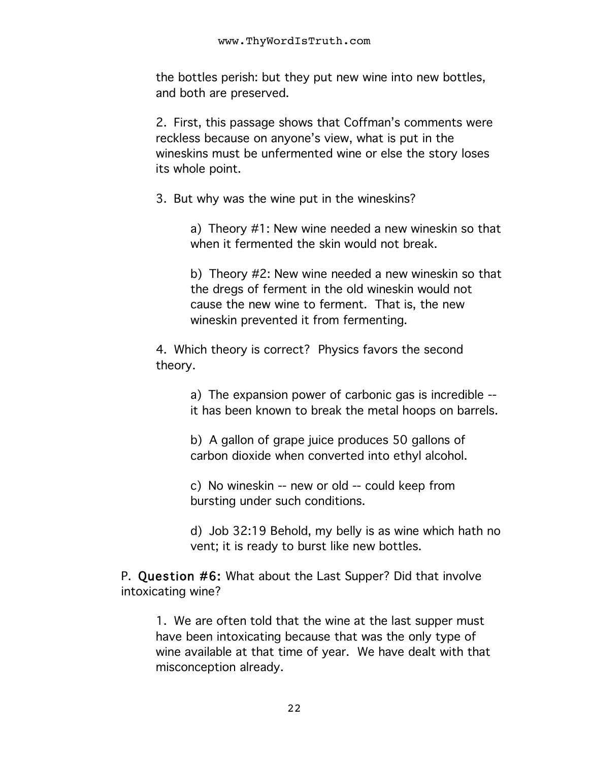the bottles perish: but they put new wine into new bottles, and both are preserved.

2. First, this passage shows that Coffman's comments were reckless because on anyone's view, what is put in the wineskins must be unfermented wine or else the story loses its whole point.

3. But why was the wine put in the wineskins?

   a) Theory #1: New wine needed a new wineskin so that when it fermented the skin would not break.

   b) Theory #2: New wine needed a new wineskin so that the dregs of ferment in the old wineskin would not cause the new wine to ferment. That is, the new wineskin prevented it from fermenting.

4. Which theory is correct? Physics favors the second theory.

   a) The expansion power of carbonic gas is incredible -- it has been known to break the metal hoops on barrels.

   b) A gallon of grape juice produces 50 gallons of carbon dioxide when converted into ethyl alcohol.

   c) No wineskin -- new or old -- could keep from bursting under such conditions.

   d) Job 32:19 Behold, my belly is as wine which hath no vent; it is ready to burst like new bottles.

P. **Question #6:** What about the Last Supper? Did that involve intoxicating wine?

1. We are often told that the wine at the last supper must have been intoxicating because that was the only type of wine available at that time of year. We have dealt with that misconception already.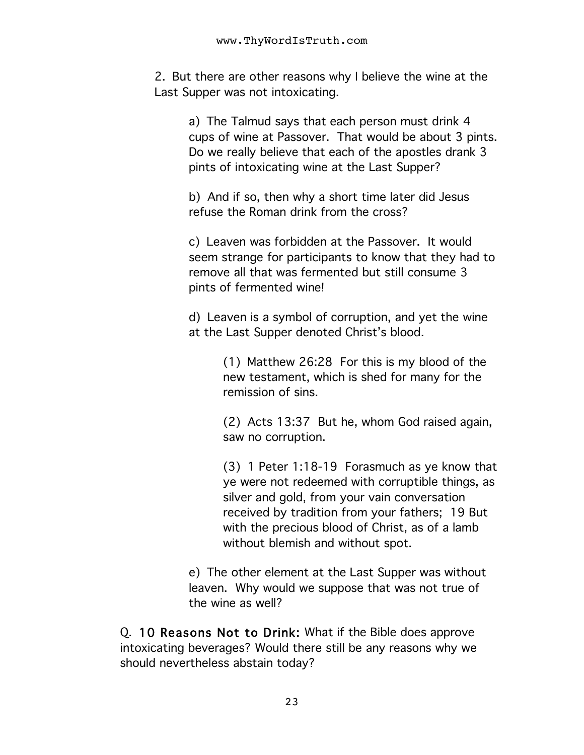2. But there are other reasons why I believe the wine at the Last Supper was not intoxicating.

a) The Talmud says that each person must drink 4 cups of wine at Passover. That would be about 3 pints. Do we really believe that each of the apostles drank 3 pints of intoxicating wine at the Last Supper?

b) And if so, then why a short time later did Jesus refuse the Roman drink from the cross?

c) Leaven was forbidden at the Passover. It would seem strange for participants to know that they had to remove all that was fermented but still consume 3 pints of fermented wine!

d) Leaven is a symbol of corruption, and yet the wine at the Last Supper denoted Christ's blood.

(1) Matthew 26:28 For this is my blood of the new testament, which is shed for many for the remission of sins.

(2) Acts 13:37 But he, whom God raised again, saw no corruption.

(3) 1 Peter 1:18-19 Forasmuch as ye know that ye were not redeemed with corruptible things, as silver and gold, from your vain conversation received by tradition from your fathers; 19 But with the precious blood of Christ, as of a lamb without blemish and without spot.

e) The other element at the Last Supper was without leaven. Why would we suppose that was not true of the wine as well?

Q. **10 Reasons Not to Drink:** What if the Bible does approve intoxicating beverages? Would there still be any reasons why we should nevertheless abstain today?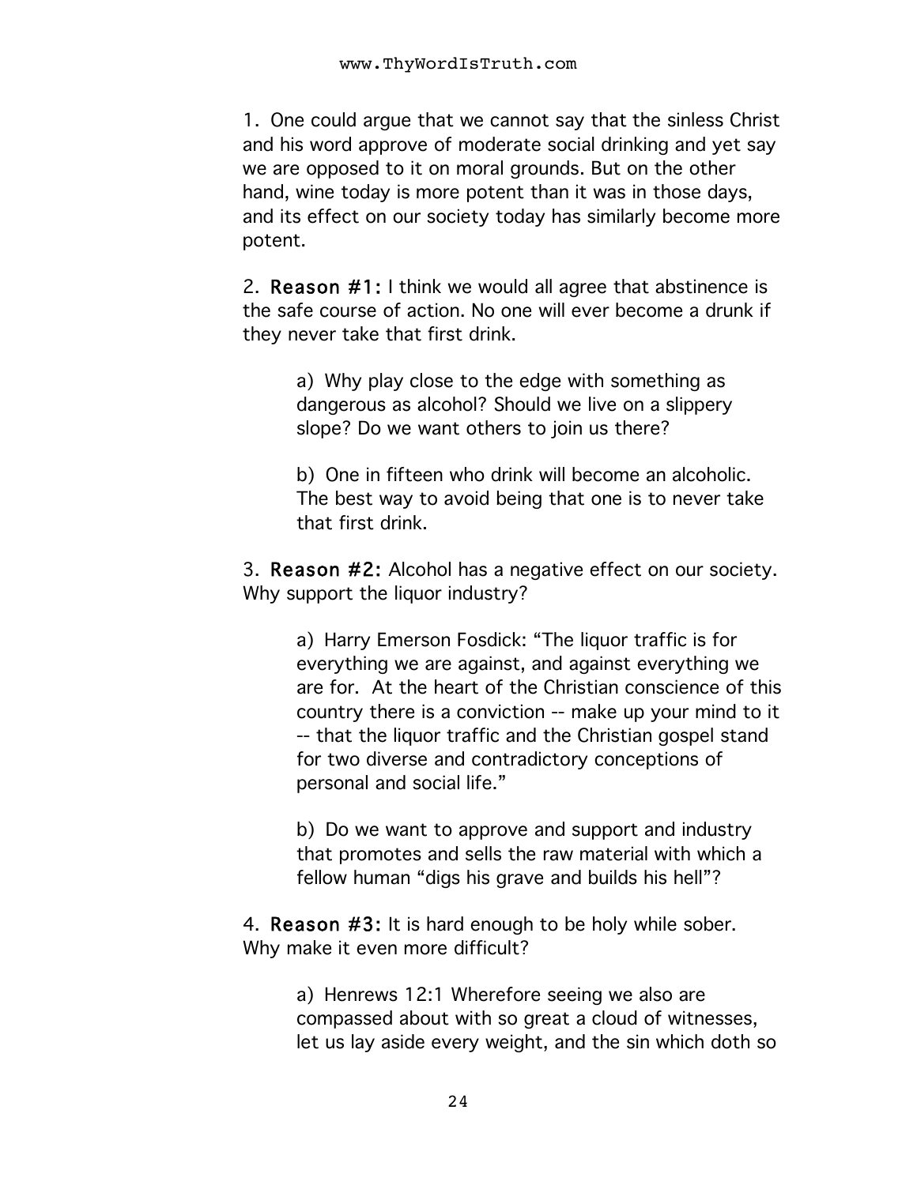1. One could argue that we cannot say that the sinless Christ and his word approve of moderate social drinking and yet say we are opposed to it on moral grounds. But on the other hand, wine today is more potent than it was in those days, and its effect on our society today has similarly become more potent.

2. **Reason #1:** I think we would all agree that abstinence is the safe course of action. No one will ever become a drunk if they never take that first drink.

> a) Why play close to the edge with something as dangerous as alcohol? Should we live on a slippery slope? Do we want others to join us there?
>
> b) One in fifteen who drink will become an alcoholic. The best way to avoid being that one is to never take that first drink.

3. **Reason #2:** Alcohol has a negative effect on our society. Why support the liquor industry?

> a) Harry Emerson Fosdick: "The liquor traffic is for everything we are against, and against everything we are for. At the heart of the Christian conscience of this country there is a conviction -- make up your mind to it -- that the liquor traffic and the Christian gospel stand for two diverse and contradictory conceptions of personal and social life."
>
> b) Do we want to approve and support and industry that promotes and sells the raw material with which a fellow human "digs his grave and builds his hell"?

4. **Reason #3:** It is hard enough to be holy while sober. Why make it even more difficult?

> a) Henrews 12:1 Wherefore seeing we also are compassed about with so great a cloud of witnesses, let us lay aside every weight, and the sin which doth so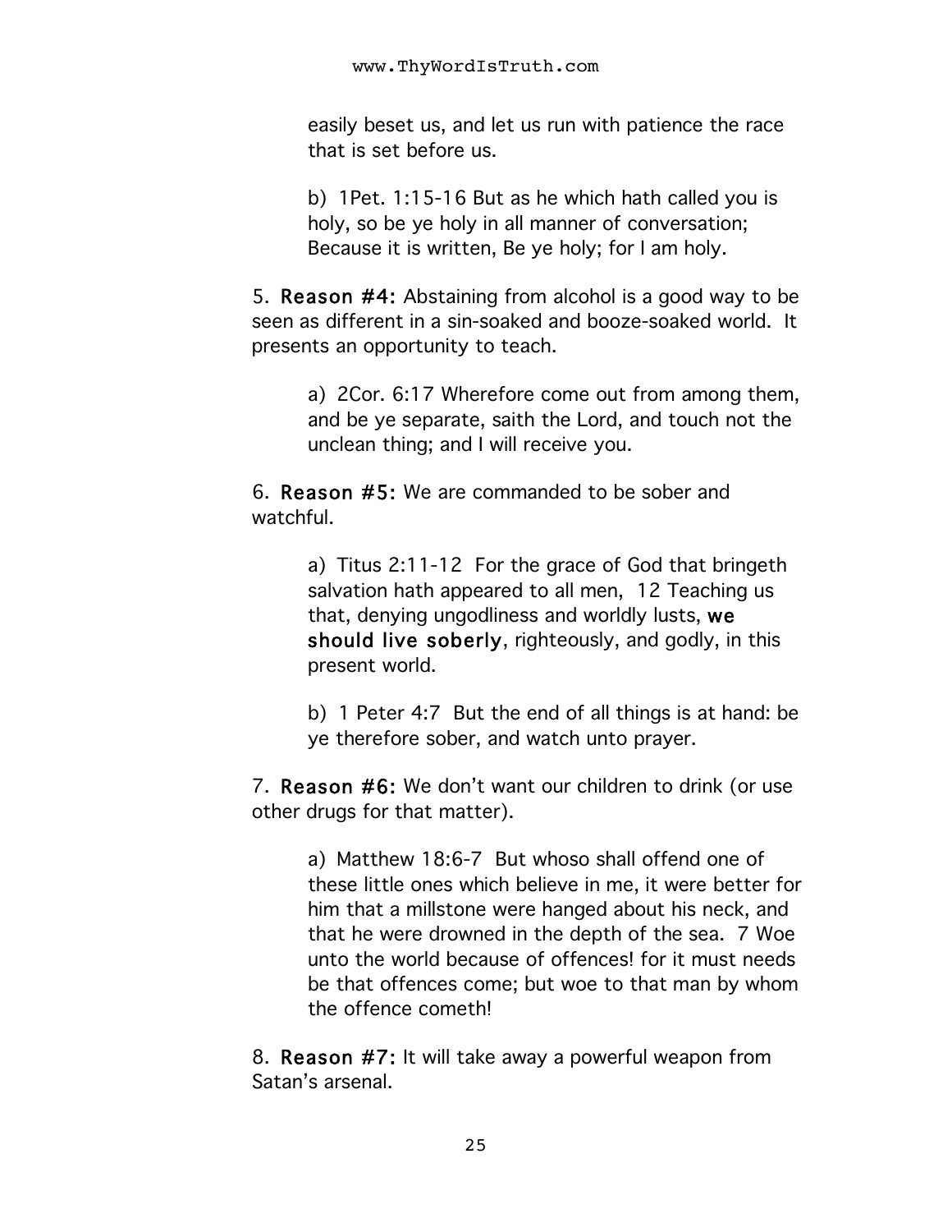easily beset us, and let us run with patience the race that is set before us.

b) 1Pet. 1:15-16 But as he which hath called you is holy, so be ye holy in all manner of conversation; Because it is written, Be ye holy; for I am holy.

5. **Reason #4:** Abstaining from alcohol is a good way to be seen as different in a sin-soaked and booze-soaked world. It presents an opportunity to teach.

a) 2Cor. 6:17 Wherefore come out from among them, and be ye separate, saith the Lord, and touch not the unclean thing; and I will receive you.

6. **Reason #5:** We are commanded to be sober and watchful.

a) Titus 2:11-12 For the grace of God that bringeth salvation hath appeared to all men, 12 Teaching us that, denying ungodliness and worldly lusts, **we should live soberly**, righteously, and godly, in this present world.

b) 1 Peter 4:7 But the end of all things is at hand: be ye therefore sober, and watch unto prayer.

7. **Reason #6:** We don't want our children to drink (or use other drugs for that matter).

a) Matthew 18:6-7 But whoso shall offend one of these little ones which believe in me, it were better for him that a millstone were hanged about his neck, and that he were drowned in the depth of the sea. 7 Woe unto the world because of offences! for it must needs be that offences come; but woe to that man by whom the offence cometh!

8. **Reason #7:** It will take away a powerful weapon from Satan's arsenal.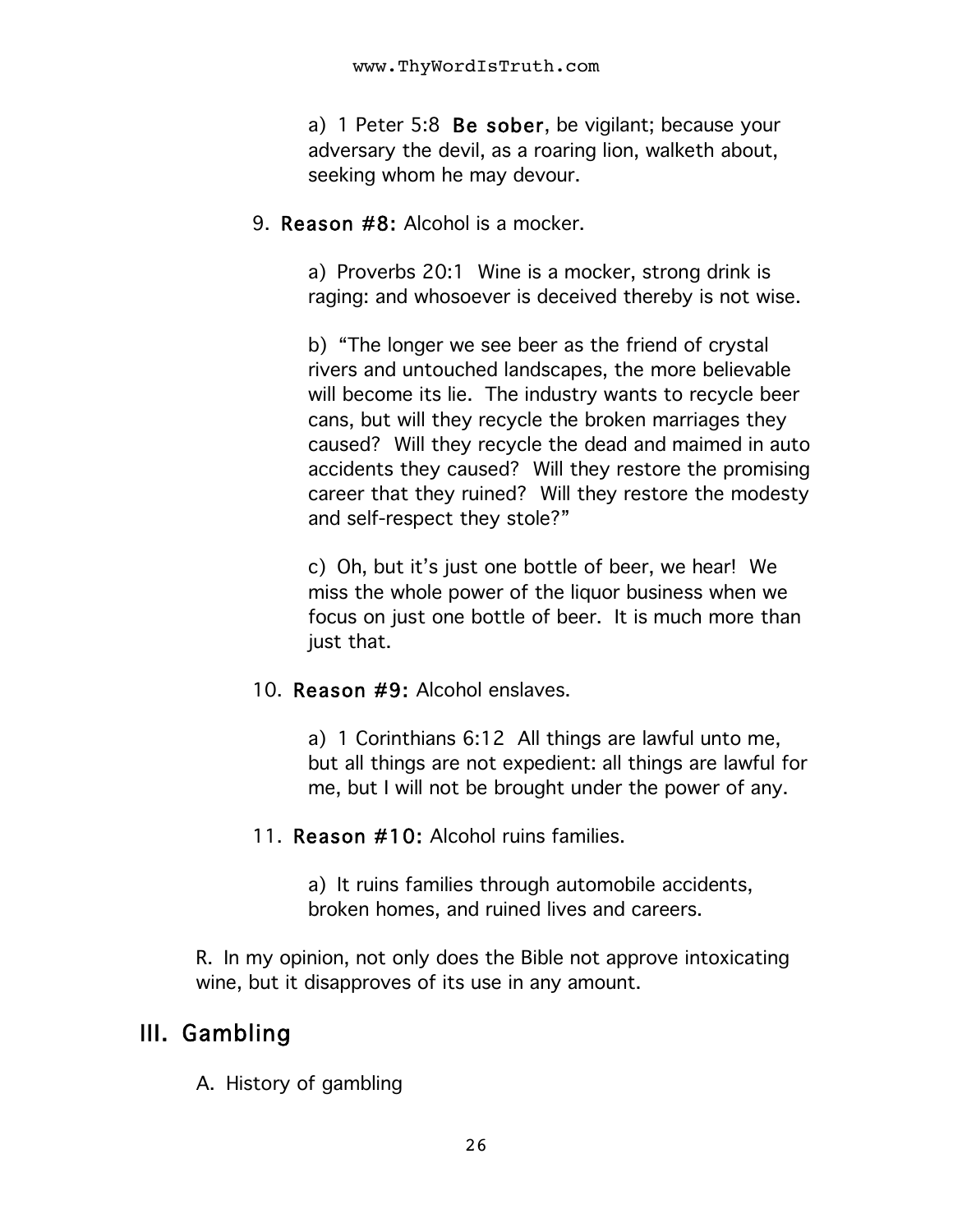a) 1 Peter 5:8 **Be sober**, be vigilant; because your adversary the devil, as a roaring lion, walketh about, seeking whom he may devour.

9. **Reason #8:** Alcohol is a mocker.

    a) Proverbs 20:1 Wine is a mocker, strong drink is raging: and whosoever is deceived thereby is not wise.

    b) "The longer we see beer as the friend of crystal rivers and untouched landscapes, the more believable will become its lie. The industry wants to recycle beer cans, but will they recycle the broken marriages they caused? Will they recycle the dead and maimed in auto accidents they caused? Will they restore the promising career that they ruined? Will they restore the modesty and self-respect they stole?"

    c) Oh, but it's just one bottle of beer, we hear! We miss the whole power of the liquor business when we focus on just one bottle of beer. It is much more than just that.

10. **Reason #9:** Alcohol enslaves.

    a) 1 Corinthians 6:12 All things are lawful unto me, but all things are not expedient: all things are lawful for me, but I will not be brought under the power of any.

11. **Reason #10:** Alcohol ruins families.

    a) It ruins families through automobile accidents, broken homes, and ruined lives and careers.

R. In my opinion, not only does the Bible not approve intoxicating wine, but it disapproves of its use in any amount.

## III. Gambling

A. History of gambling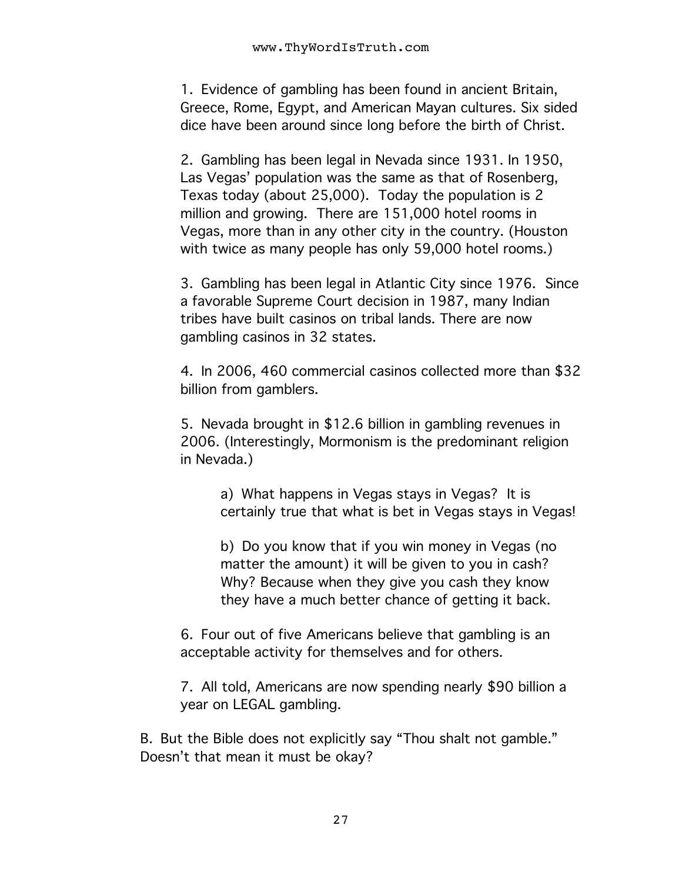1. Evidence of gambling has been found in ancient Britain, Greece, Rome, Egypt, and American Mayan cultures. Six sided dice have been around since long before the birth of Christ.

2. Gambling has been legal in Nevada since 1931. In 1950, Las Vegas' population was the same as that of Rosenberg, Texas today (about 25,000). Today the population is 2 million and growing. There are 151,000 hotel rooms in Vegas, more than in any other city in the country. (Houston with twice as many people has only 59,000 hotel rooms.)

3. Gambling has been legal in Atlantic City since 1976. Since a favorable Supreme Court decision in 1987, many Indian tribes have built casinos on tribal lands. There are now gambling casinos in 32 states.

4. In 2006, 460 commercial casinos collected more than $32 billion from gamblers.

5. Nevada brought in $12.6 billion in gambling revenues in 2006. (Interestingly, Mormonism is the predominant religion in Nevada.)

   a) What happens in Vegas stays in Vegas? It is certainly true that what is bet in Vegas stays in Vegas!

   b) Do you know that if you win money in Vegas (no matter the amount) it will be given to you in cash? Why? Because when they give you cash they know they have a much better chance of getting it back.

6. Four out of five Americans believe that gambling is an acceptable activity for themselves and for others.

7. All told, Americans are now spending nearly $90 billion a year on LEGAL gambling.

B. But the Bible does not explicitly say "Thou shalt not gamble." Doesn't that mean it must be okay?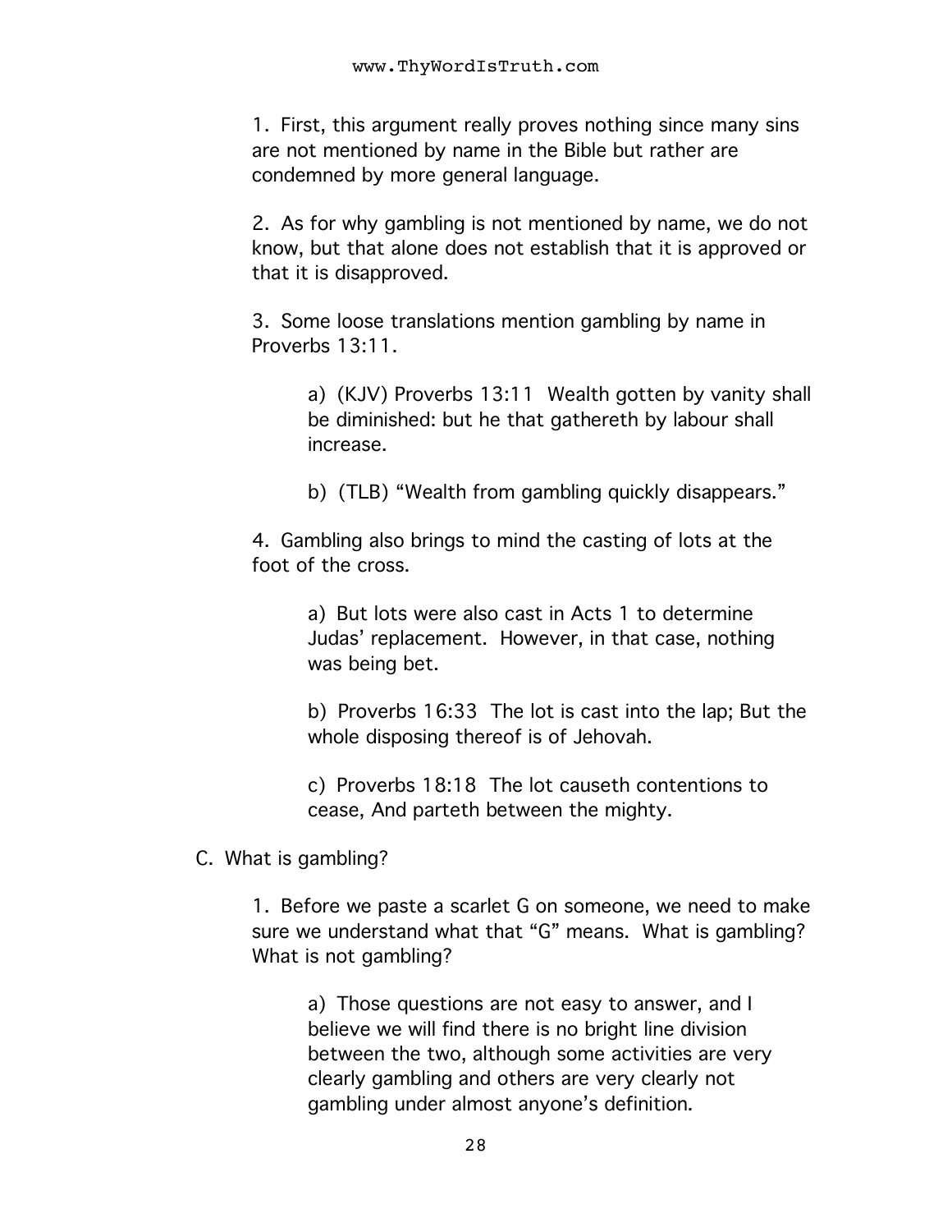1. First, this argument really proves nothing since many sins are not mentioned by name in the Bible but rather are condemned by more general language.

2. As for why gambling is not mentioned by name, we do not know, but that alone does not establish that it is approved or that it is disapproved.

3. Some loose translations mention gambling by name in Proverbs 13:11.

> a) (KJV) Proverbs 13:11 Wealth gotten by vanity shall be diminished: but he that gathereth by labour shall increase.
>
> b) (TLB) "Wealth from gambling quickly disappears."

4. Gambling also brings to mind the casting of lots at the foot of the cross.

> a) But lots were also cast in Acts 1 to determine Judas' replacement. However, in that case, nothing was being bet.
>
> b) Proverbs 16:33 The lot is cast into the lap; But the whole disposing thereof is of Jehovah.
>
> c) Proverbs 18:18 The lot causeth contentions to cease, And parteth between the mighty.

C. What is gambling?

1. Before we paste a scarlet G on someone, we need to make sure we understand what that "G" means. What is gambling? What is not gambling?

> a) Those questions are not easy to answer, and I believe we will find there is no bright line division between the two, although some activities are very clearly gambling and others are very clearly not gambling under almost anyone's definition.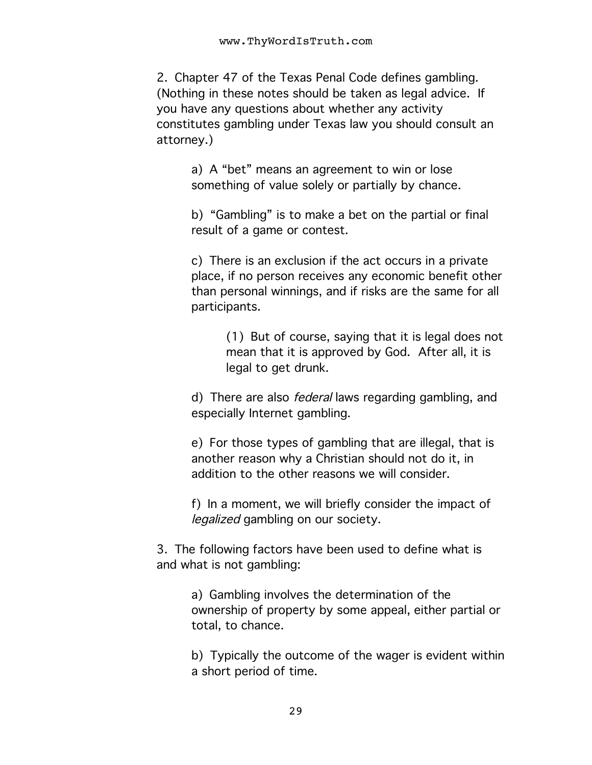2. Chapter 47 of the Texas Penal Code defines gambling. (Nothing in these notes should be taken as legal advice. If you have any questions about whether any activity constitutes gambling under Texas law you should consult an attorney.)

   a) A "bet" means an agreement to win or lose something of value solely or partially by chance.

   b) "Gambling" is to make a bet on the partial or final result of a game or contest.

   c) There is an exclusion if the act occurs in a private place, if no person receives any economic benefit other than personal winnings, and if risks are the same for all participants.

      (1) But of course, saying that it is legal does not mean that it is approved by God. After all, it is legal to get drunk.

   d) There are also *federal* laws regarding gambling, and especially Internet gambling.

   e) For those types of gambling that are illegal, that is another reason why a Christian should not do it, in addition to the other reasons we will consider.

   f) In a moment, we will briefly consider the impact of *legalized* gambling on our society.

3. The following factors have been used to define what is and what is not gambling:

   a) Gambling involves the determination of the ownership of property by some appeal, either partial or total, to chance.

   b) Typically the outcome of the wager is evident within a short period of time.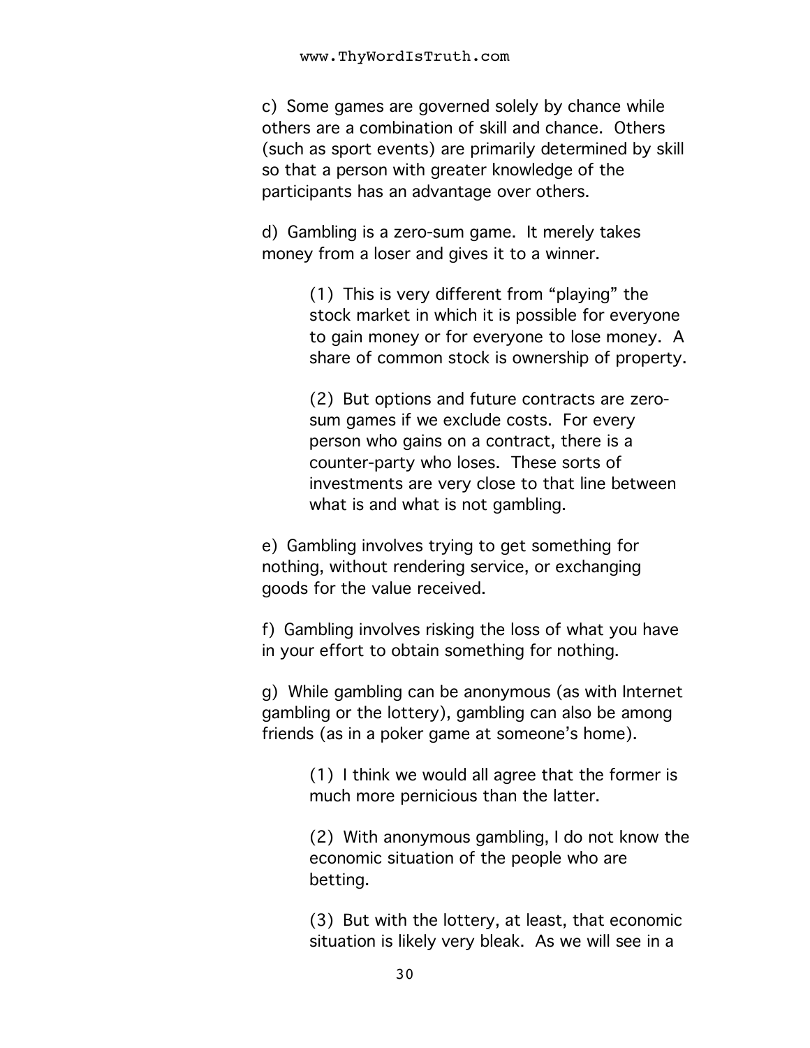c) Some games are governed solely by chance while others are a combination of skill and chance. Others (such as sport events) are primarily determined by skill so that a person with greater knowledge of the participants has an advantage over others.

d) Gambling is a zero-sum game. It merely takes money from a loser and gives it to a winner.

> (1) This is very different from "playing" the stock market in which it is possible for everyone to gain money or for everyone to lose money. A share of common stock is ownership of property.
>
> (2) But options and future contracts are zero-sum games if we exclude costs. For every person who gains on a contract, there is a counter-party who loses. These sorts of investments are very close to that line between what is and what is not gambling.

e) Gambling involves trying to get something for nothing, without rendering service, or exchanging goods for the value received.

f) Gambling involves risking the loss of what you have in your effort to obtain something for nothing.

g) While gambling can be anonymous (as with Internet gambling or the lottery), gambling can also be among friends (as in a poker game at someone's home).

> (1) I think we would all agree that the former is much more pernicious than the latter.
>
> (2) With anonymous gambling, I do not know the economic situation of the people who are betting.
>
> (3) But with the lottery, at least, that economic situation is likely very bleak. As we will see in a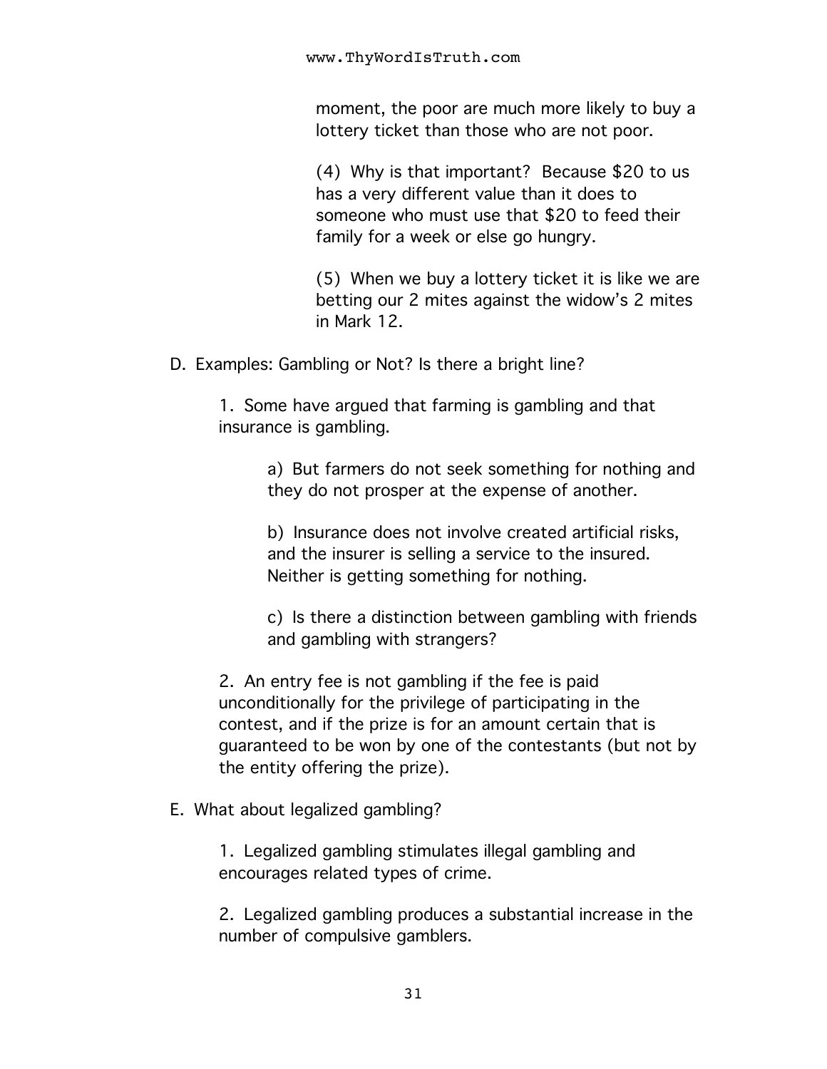moment, the poor are much more likely to buy a lottery ticket than those who are not poor.

(4) Why is that important? Because $20 to us has a very different value than it does to someone who must use that $20 to feed their family for a week or else go hungry.

(5) When we buy a lottery ticket it is like we are betting our 2 mites against the widow's 2 mites in Mark 12.

D. Examples: Gambling or Not? Is there a bright line?

1. Some have argued that farming is gambling and that insurance is gambling.

a) But farmers do not seek something for nothing and they do not prosper at the expense of another.

b) Insurance does not involve created artificial risks, and the insurer is selling a service to the insured. Neither is getting something for nothing.

c) Is there a distinction between gambling with friends and gambling with strangers?

2. An entry fee is not gambling if the fee is paid unconditionally for the privilege of participating in the contest, and if the prize is for an amount certain that is guaranteed to be won by one of the contestants (but not by the entity offering the prize).

E. What about legalized gambling?

1. Legalized gambling stimulates illegal gambling and encourages related types of crime.

2. Legalized gambling produces a substantial increase in the number of compulsive gamblers.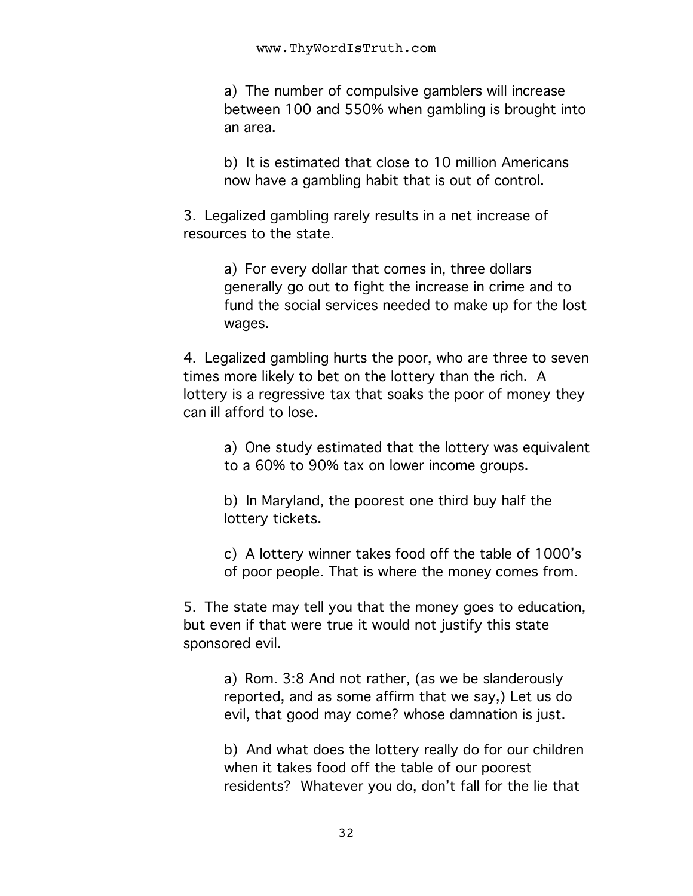a) The number of compulsive gamblers will increase between 100 and 550% when gambling is brought into an area.

b) It is estimated that close to 10 million Americans now have a gambling habit that is out of control.

3. Legalized gambling rarely results in a net increase of resources to the state.

a) For every dollar that comes in, three dollars generally go out to fight the increase in crime and to fund the social services needed to make up for the lost wages.

4. Legalized gambling hurts the poor, who are three to seven times more likely to bet on the lottery than the rich. A lottery is a regressive tax that soaks the poor of money they can ill afford to lose.

a) One study estimated that the lottery was equivalent to a 60% to 90% tax on lower income groups.

b) In Maryland, the poorest one third buy half the lottery tickets.

c) A lottery winner takes food off the table of 1000's of poor people. That is where the money comes from.

5. The state may tell you that the money goes to education, but even if that were true it would not justify this state sponsored evil.

a) Rom. 3:8 And not rather, (as we be slanderously reported, and as some affirm that we say,) Let us do evil, that good may come? whose damnation is just.

b) And what does the lottery really do for our children when it takes food off the table of our poorest residents? Whatever you do, don't fall for the lie that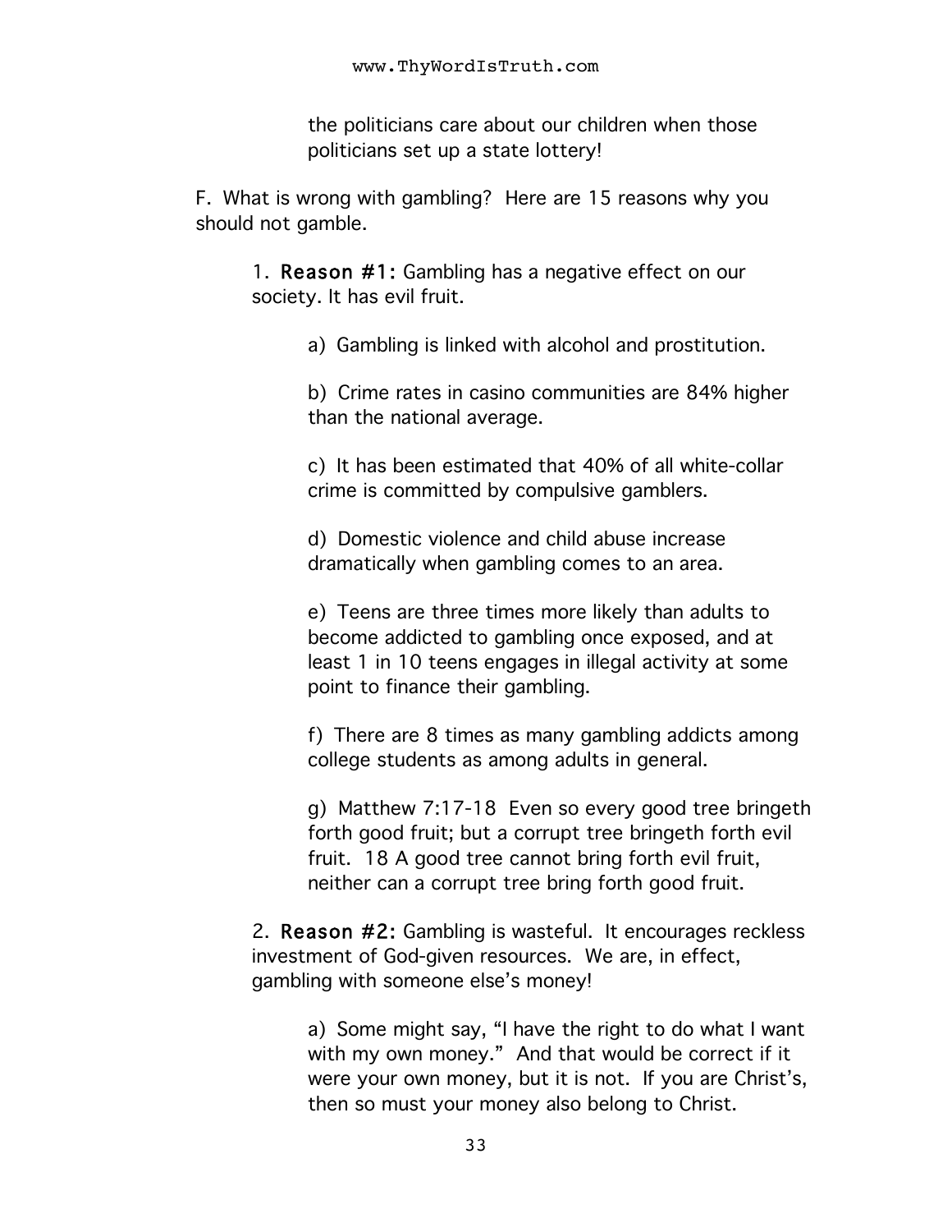the politicians care about our children when those politicians set up a state lottery!

F. What is wrong with gambling? Here are 15 reasons why you should not gamble.

1. **Reason #1:** Gambling has a negative effect on our society. It has evil fruit.

   a) Gambling is linked with alcohol and prostitution.

   b) Crime rates in casino communities are 84% higher than the national average.

   c) It has been estimated that 40% of all white-collar crime is committed by compulsive gamblers.

   d) Domestic violence and child abuse increase dramatically when gambling comes to an area.

   e) Teens are three times more likely than adults to become addicted to gambling once exposed, and at least 1 in 10 teens engages in illegal activity at some point to finance their gambling.

   f) There are 8 times as many gambling addicts among college students as among adults in general.

   g) Matthew 7:17-18 Even so every good tree bringeth forth good fruit; but a corrupt tree bringeth forth evil fruit. 18 A good tree cannot bring forth evil fruit, neither can a corrupt tree bring forth good fruit.

2. **Reason #2:** Gambling is wasteful. It encourages reckless investment of God-given resources. We are, in effect, gambling with someone else's money!

   a) Some might say, "I have the right to do what I want with my own money." And that would be correct if it were your own money, but it is not. If you are Christ's, then so must your money also belong to Christ.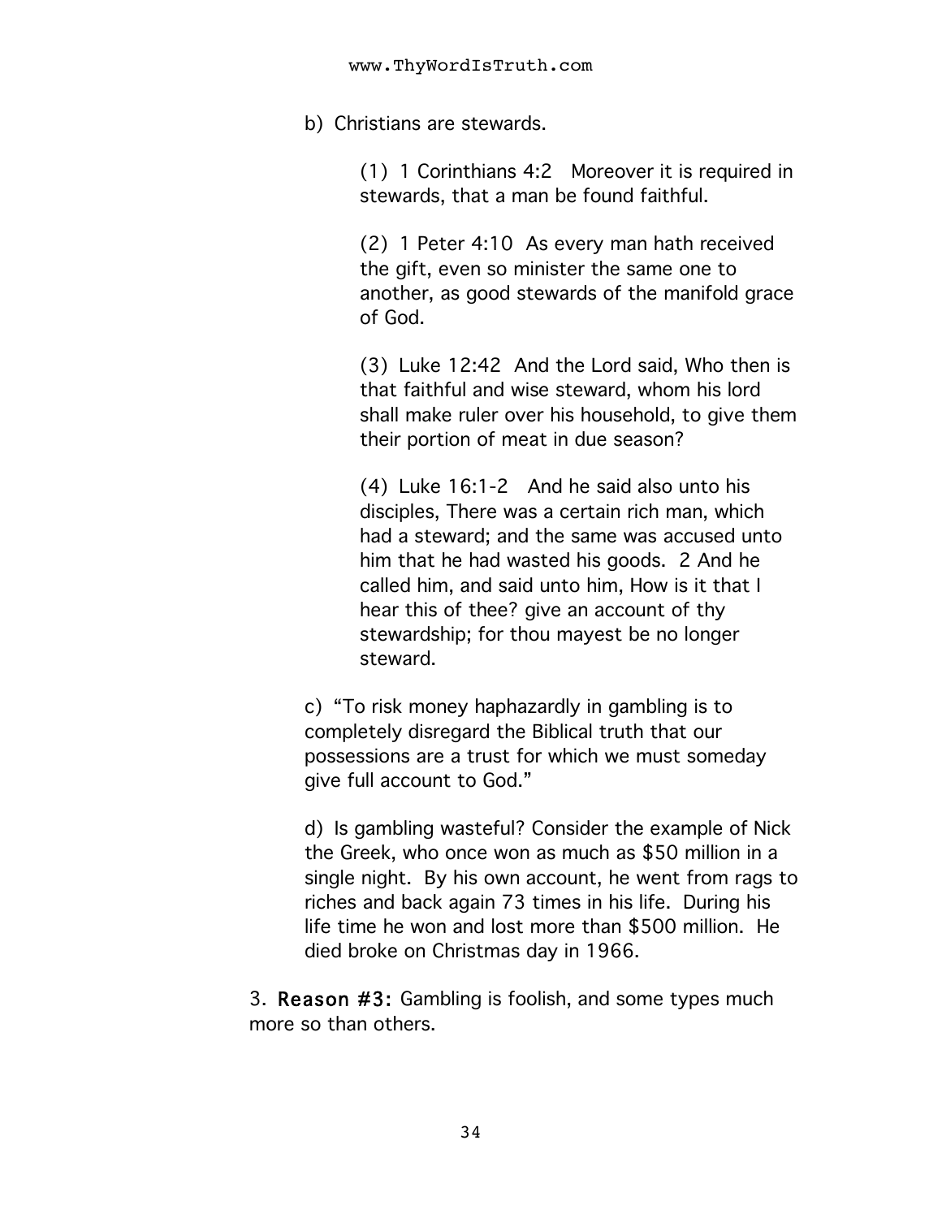b) Christians are stewards.

(1) 1 Corinthians 4:2 Moreover it is required in stewards, that a man be found faithful.

(2) 1 Peter 4:10 As every man hath received the gift, even so minister the same one to another, as good stewards of the manifold grace of God.

(3) Luke 12:42 And the Lord said, Who then is that faithful and wise steward, whom his lord shall make ruler over his household, to give them their portion of meat in due season?

(4) Luke 16:1-2 And he said also unto his disciples, There was a certain rich man, which had a steward; and the same was accused unto him that he had wasted his goods. 2 And he called him, and said unto him, How is it that I hear this of thee? give an account of thy stewardship; for thou mayest be no longer steward.

c) "To risk money haphazardly in gambling is to completely disregard the Biblical truth that our possessions are a trust for which we must someday give full account to God."

d) Is gambling wasteful? Consider the example of Nick the Greek, who once won as much as $50 million in a single night. By his own account, he went from rags to riches and back again 73 times in his life. During his life time he won and lost more than $500 million. He died broke on Christmas day in 1966.

3. **Reason #3:** Gambling is foolish, and some types much more so than others.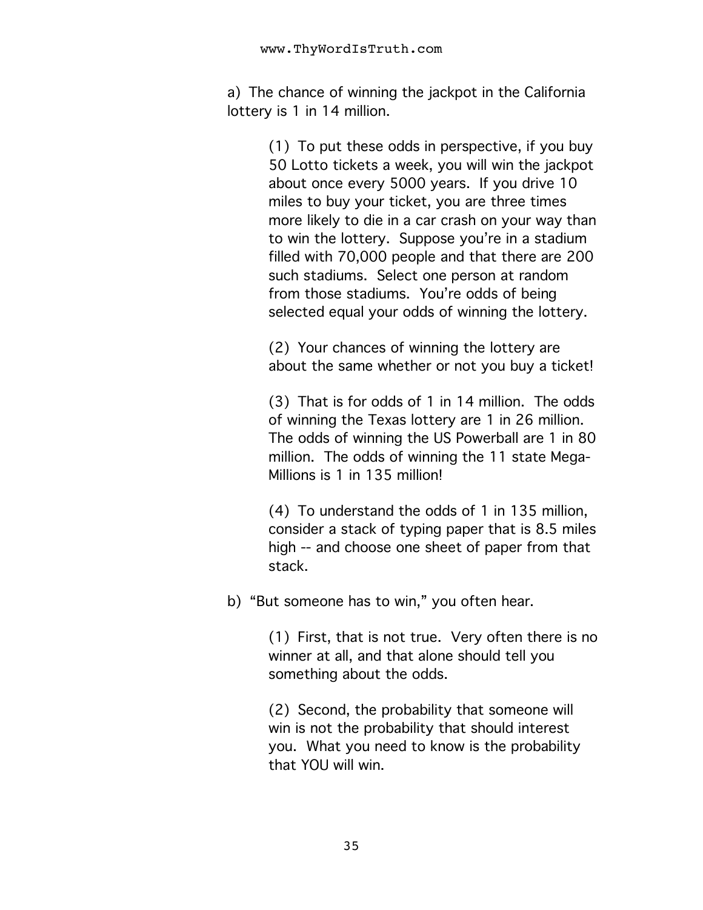a) The chance of winning the jackpot in the California lottery is 1 in 14 million.

> (1) To put these odds in perspective, if you buy 50 Lotto tickets a week, you will win the jackpot about once every 5000 years. If you drive 10 miles to buy your ticket, you are three times more likely to die in a car crash on your way than to win the lottery. Suppose you're in a stadium filled with 70,000 people and that there are 200 such stadiums. Select one person at random from those stadiums. You're odds of being selected equal your odds of winning the lottery.
>
> (2) Your chances of winning the lottery are about the same whether or not you buy a ticket!
>
> (3) That is for odds of 1 in 14 million. The odds of winning the Texas lottery are 1 in 26 million. The odds of winning the US Powerball are 1 in 80 million. The odds of winning the 11 state Mega-Millions is 1 in 135 million!
>
> (4) To understand the odds of 1 in 135 million, consider a stack of typing paper that is 8.5 miles high -- and choose one sheet of paper from that stack.

b) "But someone has to win," you often hear.

> (1) First, that is not true. Very often there is no winner at all, and that alone should tell you something about the odds.
>
> (2) Second, the probability that someone will win is not the probability that should interest you. What you need to know is the probability that YOU will win.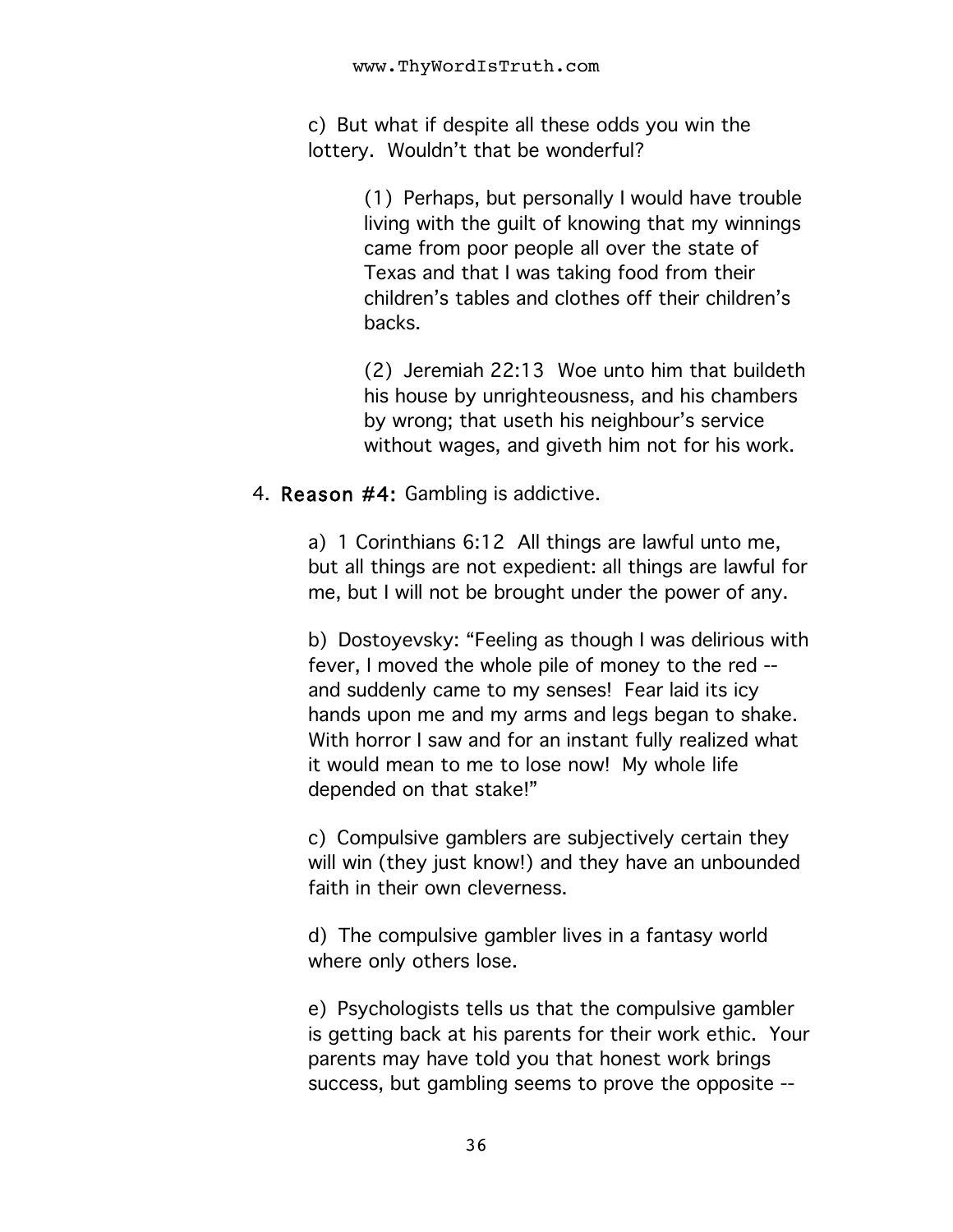c) But what if despite all these odds you win the lottery. Wouldn't that be wonderful?

(1) Perhaps, but personally I would have trouble living with the guilt of knowing that my winnings came from poor people all over the state of Texas and that I was taking food from their children's tables and clothes off their children's backs.

(2) Jeremiah 22:13 Woe unto him that buildeth his house by unrighteousness, and his chambers by wrong; that useth his neighbour's service without wages, and giveth him not for his work.

4. **Reason #4:** Gambling is addictive.

a) 1 Corinthians 6:12 All things are lawful unto me, but all things are not expedient: all things are lawful for me, but I will not be brought under the power of any.

b) Dostoyevsky: "Feeling as though I was delirious with fever, I moved the whole pile of money to the red -- and suddenly came to my senses! Fear laid its icy hands upon me and my arms and legs began to shake. With horror I saw and for an instant fully realized what it would mean to me to lose now! My whole life depended on that stake!"

c) Compulsive gamblers are subjectively certain they will win (they just know!) and they have an unbounded faith in their own cleverness.

d) The compulsive gambler lives in a fantasy world where only others lose.

e) Psychologists tells us that the compulsive gambler is getting back at his parents for their work ethic. Your parents may have told you that honest work brings success, but gambling seems to prove the opposite --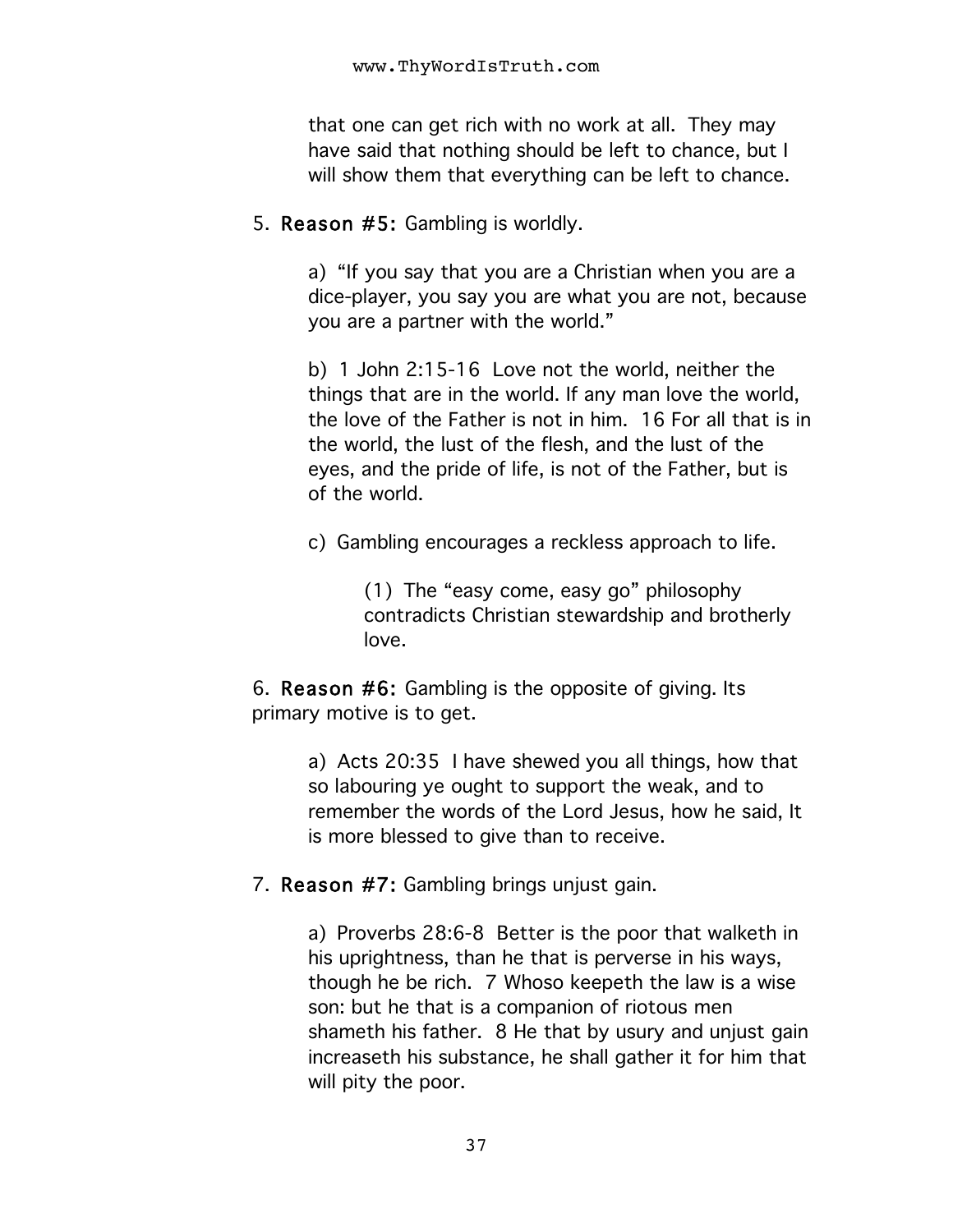that one can get rich with no work at all. They may have said that nothing should be left to chance, but I will show them that everything can be left to chance.

5. **Reason #5:** Gambling is worldly.

    a) "If you say that you are a Christian when you are a dice-player, you say you are what you are not, because you are a partner with the world."

    b) 1 John 2:15-16 Love not the world, neither the things that are in the world. If any man love the world, the love of the Father is not in him. 16 For all that is in the world, the lust of the flesh, and the lust of the eyes, and the pride of life, is not of the Father, but is of the world.

    c) Gambling encourages a reckless approach to life.

        (1) The "easy come, easy go" philosophy contradicts Christian stewardship and brotherly love.

6. **Reason #6:** Gambling is the opposite of giving. Its primary motive is to get.

    a) Acts 20:35 I have shewed you all things, how that so labouring ye ought to support the weak, and to remember the words of the Lord Jesus, how he said, It is more blessed to give than to receive.

7. **Reason #7:** Gambling brings unjust gain.

    a) Proverbs 28:6-8 Better is the poor that walketh in his uprightness, than he that is perverse in his ways, though he be rich. 7 Whoso keepeth the law is a wise son: but he that is a companion of riotous men shameth his father. 8 He that by usury and unjust gain increaseth his substance, he shall gather it for him that will pity the poor.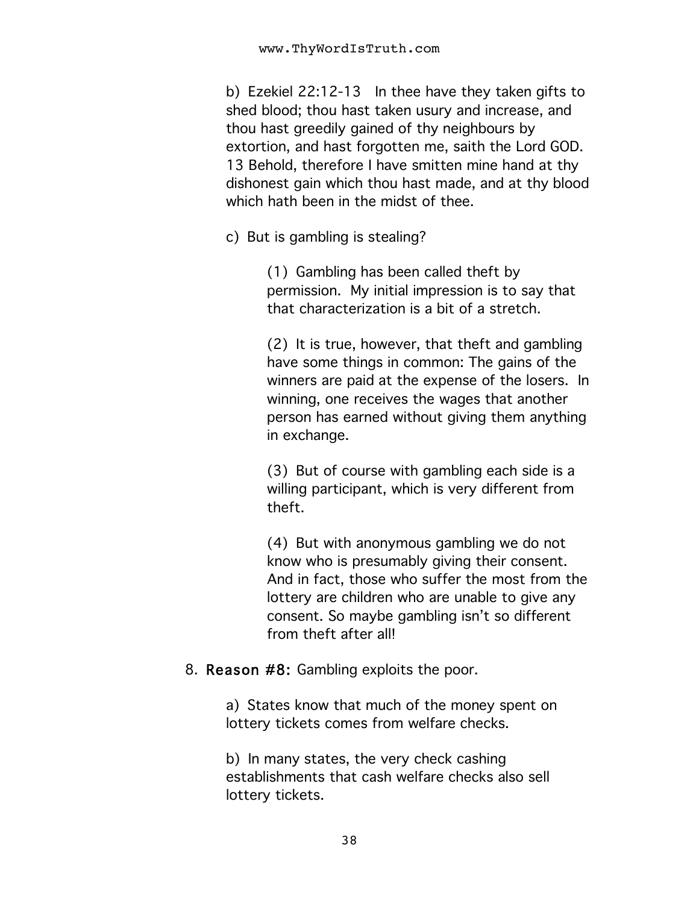b) Ezekiel 22:12-13 In thee have they taken gifts to shed blood; thou hast taken usury and increase, and thou hast greedily gained of thy neighbours by extortion, and hast forgotten me, saith the Lord GOD. 13 Behold, therefore I have smitten mine hand at thy dishonest gain which thou hast made, and at thy blood which hath been in the midst of thee.

c) But is gambling is stealing?

(1) Gambling has been called theft by permission. My initial impression is to say that that characterization is a bit of a stretch.

(2) It is true, however, that theft and gambling have some things in common: The gains of the winners are paid at the expense of the losers. In winning, one receives the wages that another person has earned without giving them anything in exchange.

(3) But of course with gambling each side is a willing participant, which is very different from theft.

(4) But with anonymous gambling we do not know who is presumably giving their consent. And in fact, those who suffer the most from the lottery are children who are unable to give any consent. So maybe gambling isn't so different from theft after all!

8. **Reason #8:** Gambling exploits the poor.

a) States know that much of the money spent on lottery tickets comes from welfare checks.

b) In many states, the very check cashing establishments that cash welfare checks also sell lottery tickets.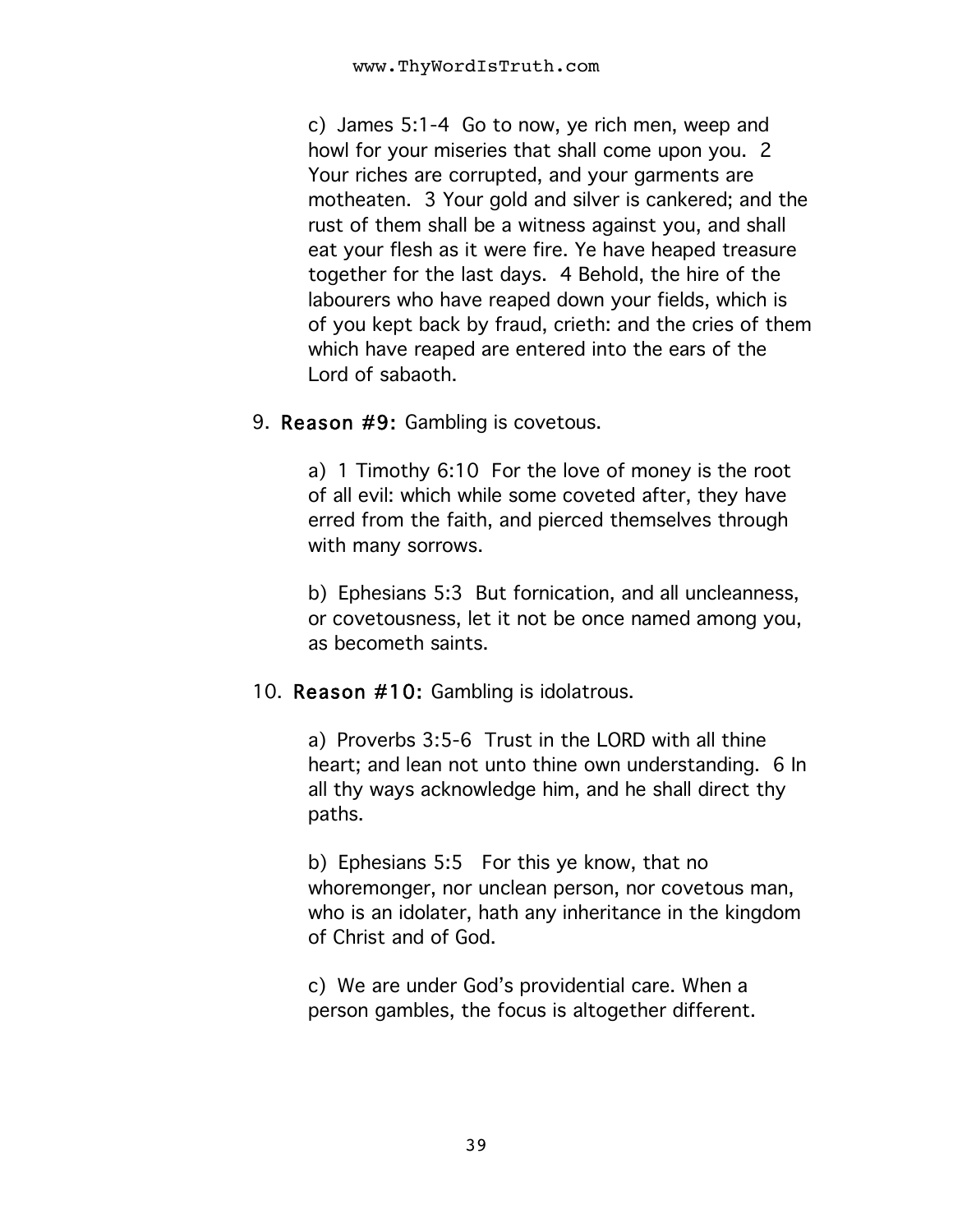c) James 5:1-4 Go to now, ye rich men, weep and howl for your miseries that shall come upon you. 2 Your riches are corrupted, and your garments are motheaten. 3 Your gold and silver is cankered; and the rust of them shall be a witness against you, and shall eat your flesh as it were fire. Ye have heaped treasure together for the last days. 4 Behold, the hire of the labourers who have reaped down your fields, which is of you kept back by fraud, crieth: and the cries of them which have reaped are entered into the ears of the Lord of sabaoth.

9. **Reason #9:** Gambling is covetous.

   a) 1 Timothy 6:10 For the love of money is the root of all evil: which while some coveted after, they have erred from the faith, and pierced themselves through with many sorrows.

   b) Ephesians 5:3 But fornication, and all uncleanness, or covetousness, let it not be once named among you, as becometh saints.

10. **Reason #10:** Gambling is idolatrous.

    a) Proverbs 3:5-6 Trust in the LORD with all thine heart; and lean not unto thine own understanding. 6 In all thy ways acknowledge him, and he shall direct thy paths.

    b) Ephesians 5:5 For this ye know, that no whoremonger, nor unclean person, nor covetous man, who is an idolater, hath any inheritance in the kingdom of Christ and of God.

    c) We are under God's providential care. When a person gambles, the focus is altogether different.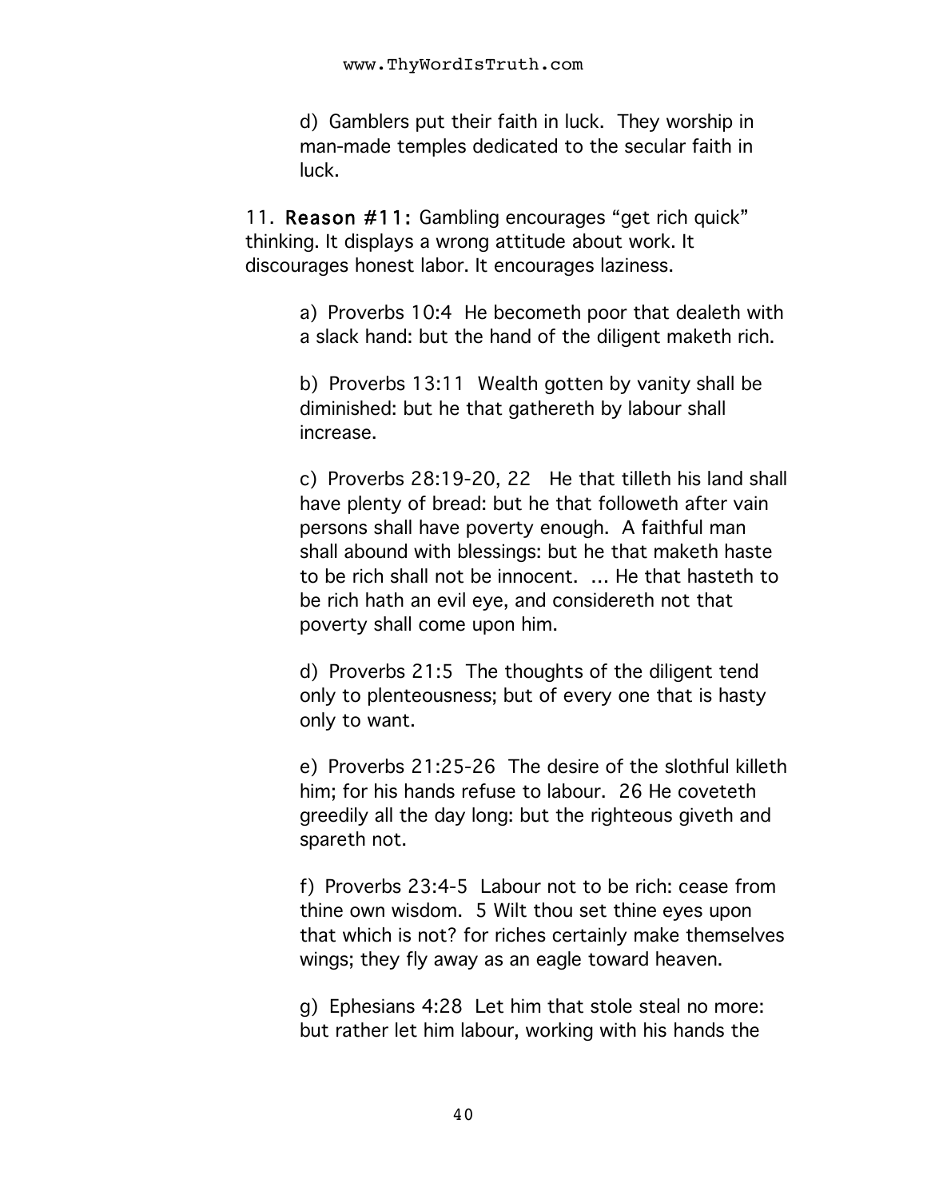d) Gamblers put their faith in luck. They worship in man-made temples dedicated to the secular faith in luck.

11. **Reason #11:** Gambling encourages "get rich quick" thinking. It displays a wrong attitude about work. It discourages honest labor. It encourages laziness.

a) Proverbs 10:4 He becometh poor that dealeth with a slack hand: but the hand of the diligent maketh rich.

b) Proverbs 13:11 Wealth gotten by vanity shall be diminished: but he that gathereth by labour shall increase.

c) Proverbs 28:19-20, 22 He that tilleth his land shall have plenty of bread: but he that followeth after vain persons shall have poverty enough. A faithful man shall abound with blessings: but he that maketh haste to be rich shall not be innocent. ... He that hasteth to be rich hath an evil eye, and considereth not that poverty shall come upon him.

d) Proverbs 21:5 The thoughts of the diligent tend only to plenteousness; but of every one that is hasty only to want.

e) Proverbs 21:25-26 The desire of the slothful killeth him; for his hands refuse to labour. 26 He coveteth greedily all the day long: but the righteous giveth and spareth not.

f) Proverbs 23:4-5 Labour not to be rich: cease from thine own wisdom. 5 Wilt thou set thine eyes upon that which is not? for riches certainly make themselves wings; they fly away as an eagle toward heaven.

g) Ephesians 4:28 Let him that stole steal no more: but rather let him labour, working with his hands the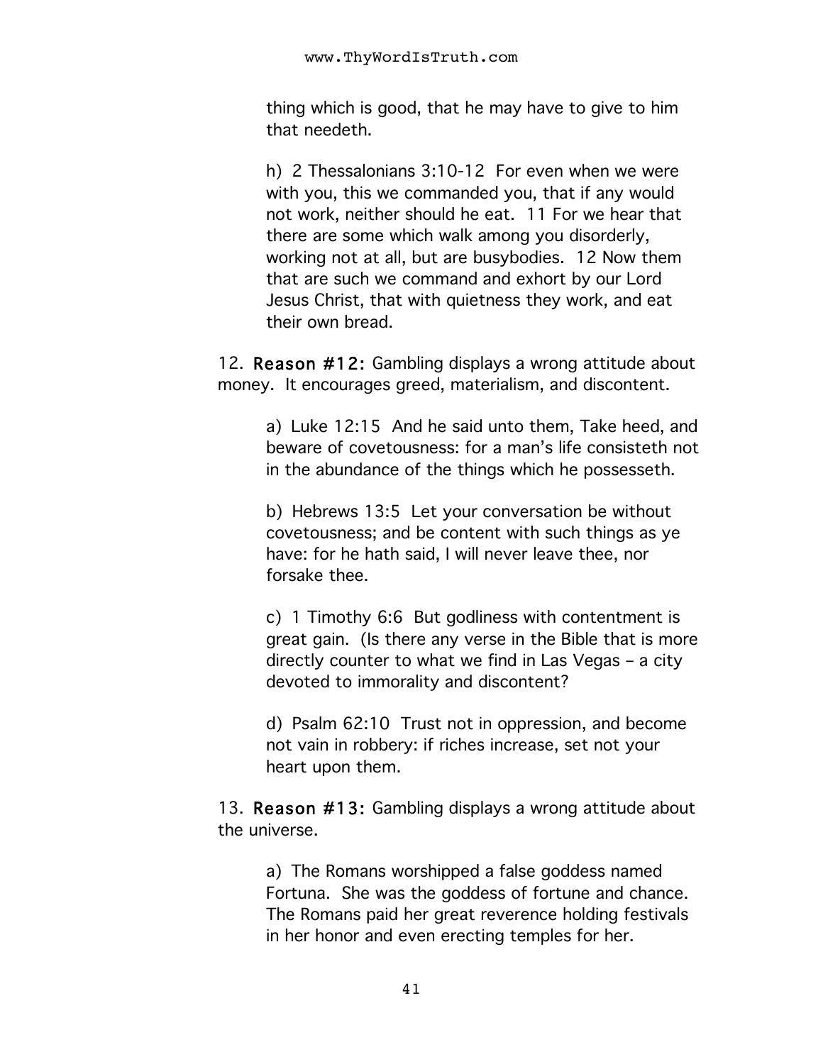thing which is good, that he may have to give to him that needeth.

h) 2 Thessalonians 3:10-12 For even when we were with you, this we commanded you, that if any would not work, neither should he eat. 11 For we hear that there are some which walk among you disorderly, working not at all, but are busybodies. 12 Now them that are such we command and exhort by our Lord Jesus Christ, that with quietness they work, and eat their own bread.

12. **Reason #12:** Gambling displays a wrong attitude about money. It encourages greed, materialism, and discontent.

a) Luke 12:15 And he said unto them, Take heed, and beware of covetousness: for a man's life consisteth not in the abundance of the things which he possesseth.

b) Hebrews 13:5 Let your conversation be without covetousness; and be content with such things as ye have: for he hath said, I will never leave thee, nor forsake thee.

c) 1 Timothy 6:6 But godliness with contentment is great gain. (Is there any verse in the Bible that is more directly counter to what we find in Las Vegas – a city devoted to immorality and discontent?

d) Psalm 62:10 Trust not in oppression, and become not vain in robbery: if riches increase, set not your heart upon them.

13. **Reason #13:** Gambling displays a wrong attitude about the universe.

a) The Romans worshipped a false goddess named Fortuna. She was the goddess of fortune and chance. The Romans paid her great reverence holding festivals in her honor and even erecting temples for her.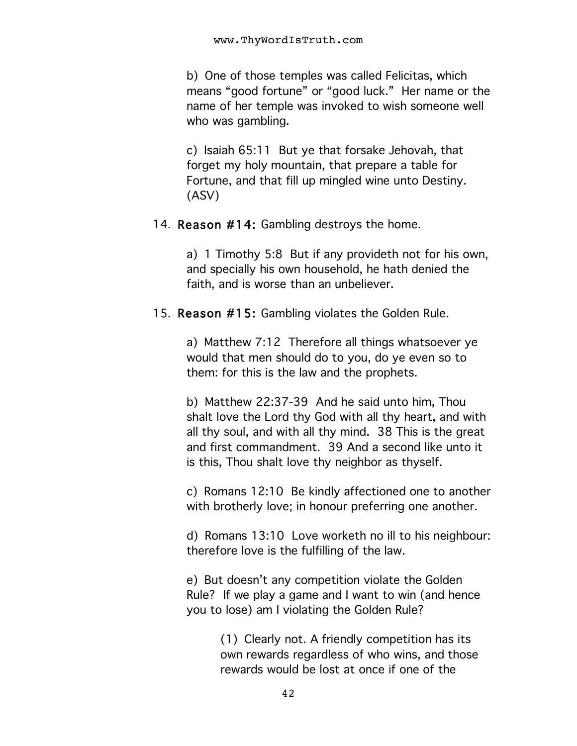b) One of those temples was called Felicitas, which means "good fortune" or "good luck." Her name or the name of her temple was invoked to wish someone well who was gambling.

c) Isaiah 65:11 But ye that forsake Jehovah, that forget my holy mountain, that prepare a table for Fortune, and that fill up mingled wine unto Destiny. (ASV)

14. **Reason #14:** Gambling destroys the home.

    a) 1 Timothy 5:8 But if any provideth not for his own, and specially his own household, he hath denied the faith, and is worse than an unbeliever.

15. **Reason #15:** Gambling violates the Golden Rule.

    a) Matthew 7:12 Therefore all things whatsoever ye would that men should do to you, do ye even so to them: for this is the law and the prophets.

    b) Matthew 22:37-39 And he said unto him, Thou shalt love the Lord thy God with all thy heart, and with all thy soul, and with all thy mind. 38 This is the great and first commandment. 39 And a second like unto it is this, Thou shalt love thy neighbor as thyself.

    c) Romans 12:10 Be kindly affectioned one to another with brotherly love; in honour preferring one another.

    d) Romans 13:10 Love worketh no ill to his neighbour: therefore love is the fulfilling of the law.

    e) But doesn't any competition violate the Golden Rule? If we play a game and I want to win (and hence you to lose) am I violating the Golden Rule?

        (1) Clearly not. A friendly competition has its own rewards regardless of who wins, and those rewards would be lost at once if one of the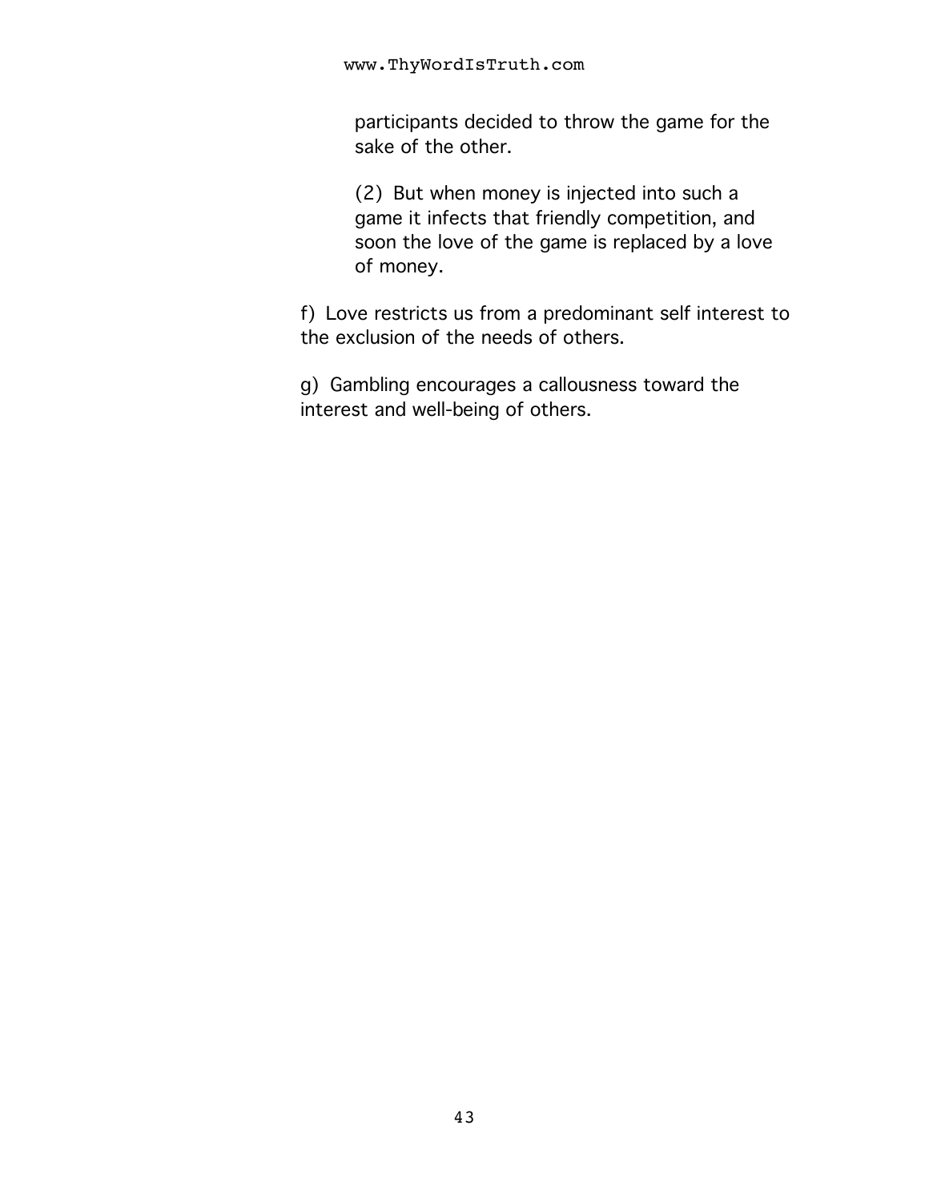participants decided to throw the game for the sake of the other.

(2) But when money is injected into such a game it infects that friendly competition, and soon the love of the game is replaced by a love of money.

f) Love restricts us from a predominant self interest to the exclusion of the needs of others.

g) Gambling encourages a callousness toward the interest and well-being of others.